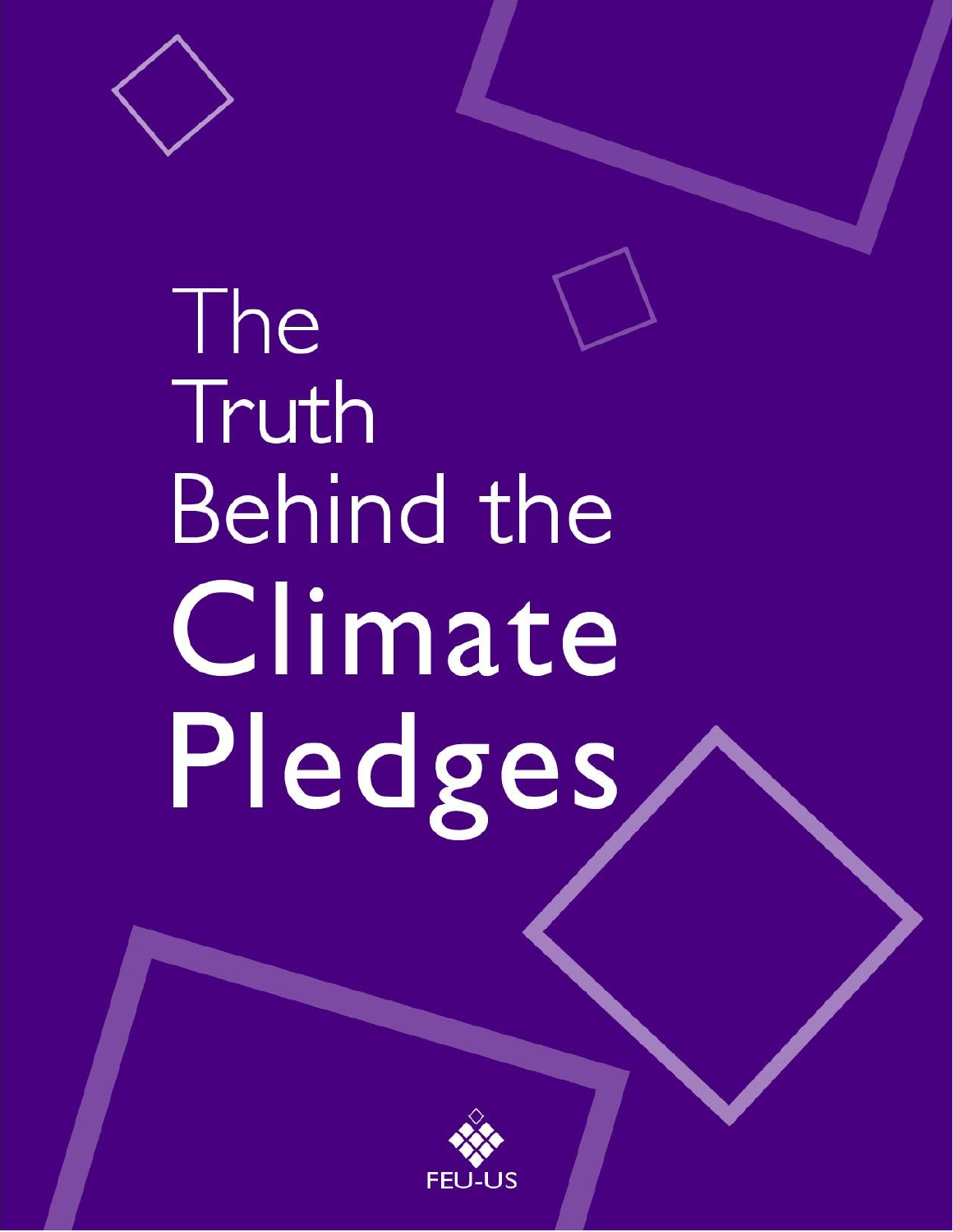# The Truth Behind the Climate Pledges

FEU-US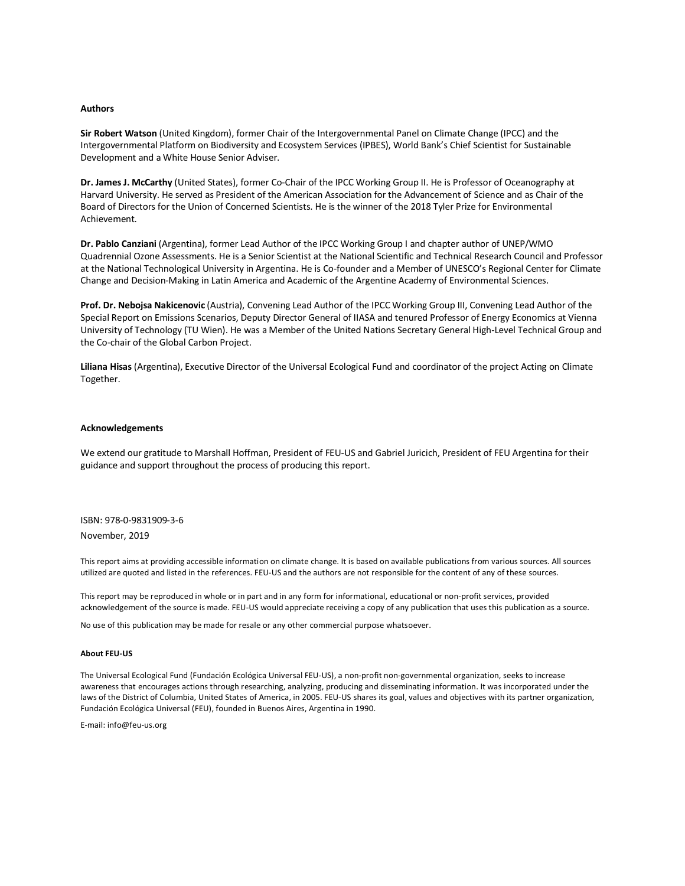## Authors

**Sir Robert Watson** (United Kingdom), former Chair of the Intergovernmental Panel on Climate Change (IPCC) and the Intergovernmental Platform on Biodiversity and Ecosystem Services (IPBES), World Bank's Chief Scientist for Sustainable Development and a White House Senior Adviser.

**Dr. James J. McCarthy** (United States), former Co-Chair of the IPCC Working Group II. He is Professor of Oceanography at Harvard University. He served as President of the American Association for the Advancement of Science and as Chair of the Board of Directors for the Union of Concerned Scientists. He is the winner of the 2018 Tyler Prize for Environmental Achievement.

**Dr. Pablo Canziani** (Argentina), former Lead Author of the IPCC Working Group I and chapter author of UNEP/WMO Quadrennial Ozone Assessments. He is a Senior Scientist at the National Scientific and Technical Research Council and Professor at the National Technological University in Argentina. He is Co-founder and a Member of UNESCO's Regional Center for Climate Change and Decision-Making in Latin America and Academic of the Argentine Academy of Environmental Sciences.

**Prof. Dr. Nebojsa Nakicenovic** (Austria), Convening Lead Author of the IPCC Working Group III, Convening Lead Author of the Special Report on Emissions Scenarios, Deputy Director General of IIASA and tenured Professor of Energy Economics at Vienna University of Technology (TU Wien). He was a Member of the United Nations Secretary General High-Level Technical Group and the Co-chair of the Global Carbon Project.

**Liliana Hisas** (Argentina), Executive Director of the Universal Ecological Fund and coordinator of the project Acting on Climate Together.

## Acknowledgements

We extend our gratitude to Marshall Hoffman, President of FEU-US and Gabriel Juricich, President of FEU Argentina for their guidance and support throughout the process of producing this report.

ISBN: 978-0-9831909-3-6

November, 2019

This report aims at providing accessible information on climate change. It is based on available publications from various sources. All sources utilized are quoted and listed in the references. FEU-US and the authors are not responsible for the content of any of these sources.

This report may be reproduced in whole or in part and in any form for informational, educational or non-profit services, provided acknowledgement of the source is made. FEU-US would appreciate receiving a copy of any publication that uses this publication as a source.

No use of this publication may be made for resale or any other commercial purpose whatsoever.

#### About FEU-US

The Universal Ecological Fund (Fundación Ecológica Universal FEU-US), a non-profit non-governmental organization, seeks to increase awareness that encourages actions through researching, analyzing, producing and disseminating information. It was incorporated under the laws of the District of Columbia, United States of America, in 2005. FEU-US shares its goal, values and objectives with its partner organization, Fundación Ecológica Universal (FEU), founded in Buenos Aires, Argentina in 1990.

E-mail: info@feu-us.org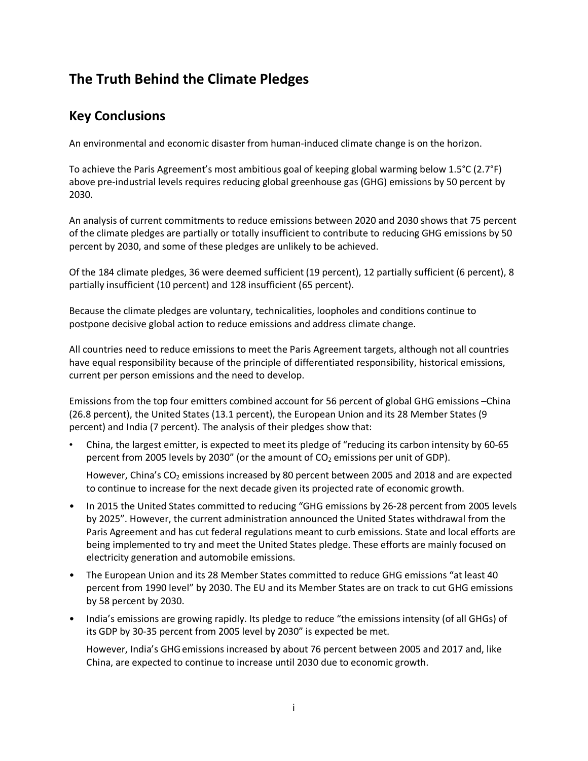# The Truth Behind the Climate Pledges

## Key Conclusions

An environmental and economic disaster from human-induced climate change is on the horizon.

To achieve the Paris Agreement's most ambitious goal of keeping global warming below 1.5°C (2.7°F) above pre-industrial levels requires reducing global greenhouse gas (GHG) emissions by 50 percent by 2030.

An analysis of current commitments to reduce emissions between 2020 and 2030 shows that 75 percent of the climate pledges are partially or totally insufficient to contribute to reducing GHG emissions by 50 percent by 2030, and some of these pledges are unlikely to be achieved.

Of the 184 climate pledges, 36 were deemed sufficient (19 percent), 12 partially sufficient (6 percent), 8 partially insufficient (10 percent) and 128 insufficient (65 percent).

Because the climate pledges are voluntary, technicalities, loopholes and conditions continue to postpone decisive global action to reduce emissions and address climate change.

All countries need to reduce emissions to meet the Paris Agreement targets, although not all countries have equal responsibility because of the principle of differentiated responsibility, historical emissions, current per person emissions and the need to develop.

Emissions from the top four emitters combined account for 56 percent of global GHG emissions –China (26.8 percent), the United States (13.1 percent), the European Union and its 28 Member States (9 percent) and India (7 percent). The analysis of their pledges show that:

- China, the largest emitter, is expected to meet its pledge of "reducing its carbon intensity by 60-65 percent from 2005 levels by 2030" (or the amount of $CO_2$ emissions per unit of GDP).

  However, China's $CO_2$ emissions increased by 80 percent between 2005 and 2018 and are expected to continue to increase for the next decade given its projected rate of economic growth.
- In 2015 the United States committed to reducing "GHG emissions by 26-28 percent from 2005 levels by 2025". However, the current administration announced the United States withdrawal from the Paris Agreement and has cut federal regulations meant to curb emissions. State and local efforts are being implemented to try and meet the United States pledge. These efforts are mainly focused on electricity generation and automobile emissions.
- The European Union and its 28 Member States committed to reduce GHG emissions "at least 40 percent from 1990 level" by 2030. The EU and its Member States are on track to cut GHG emissions by 58 percent by 2030.
- India's emissions are growing rapidly. Its pledge to reduce "the emissions intensity (of all GHGs) of its GDP by 30-35 percent from 2005 level by 2030" is expected be met.

  However, India's GHG emissions increased by about 76 percent between 2005 and 2017 and, like China, are expected to continue to increase until 2030 due to economic growth.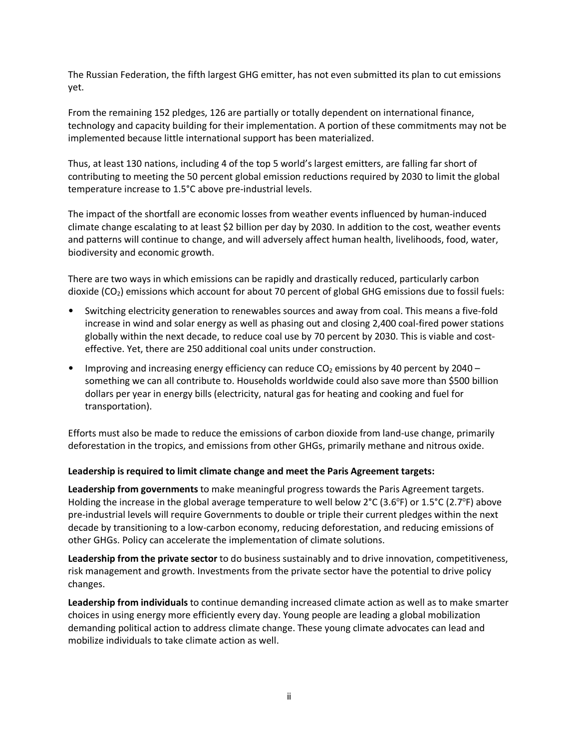The Russian Federation, the fifth largest GHG emitter, has not even submitted its plan to cut emissions yet.

From the remaining 152 pledges, 126 are partially or totally dependent on international finance, technology and capacity building for their implementation. A portion of these commitments may not be implemented because little international support has been materialized.

Thus, at least 130 nations, including 4 of the top 5 world's largest emitters, are falling far short of contributing to meeting the 50 percent global emission reductions required by 2030 to limit the global temperature increase to 1.5°C above pre-industrial levels.

The impact of the shortfall are economic losses from weather events influenced by human-induced climate change escalating to at least $2 billion per day by 2030. In addition to the cost, weather events and patterns will continue to change, and will adversely affect human health, livelihoods, food, water, biodiversity and economic growth.

There are two ways in which emissions can be rapidly and drastically reduced, particularly carbon dioxide ($CO_2$) emissions which account for about 70 percent of global GHG emissions due to fossil fuels:

- Switching electricity generation to renewables sources and away from coal. This means a five-fold increase in wind and solar energy as well as phasing out and closing 2,400 coal-fired power stations globally within the next decade, to reduce coal use by 70 percent by 2030. This is viable and cost-effective. Yet, there are 250 additional coal units under construction.
- Improving and increasing energy efficiency can reduce $CO_2$ emissions by 40 percent by 2040 – something we can all contribute to. Households worldwide could also save more than $500 billion dollars per year in energy bills (electricity, natural gas for heating and cooking and fuel for transportation).

Efforts must also be made to reduce the emissions of carbon dioxide from land-use change, primarily deforestation in the tropics, and emissions from other GHGs, primarily methane and nitrous oxide.

**Leadership is required to limit climate change and meet the Paris Agreement targets:**

**Leadership from governments** to make meaningful progress towards the Paris Agreement targets. Holding the increase in the global average temperature to well below 2°C (3.6°F) or 1.5°C (2.7°F) above pre-industrial levels will require Governments to double or triple their current pledges within the next decade by transitioning to a low-carbon economy, reducing deforestation, and reducing emissions of other GHGs. Policy can accelerate the implementation of climate solutions.

**Leadership from the private sector** to do business sustainably and to drive innovation, competitiveness, risk management and growth. Investments from the private sector have the potential to drive policy changes.

**Leadership from individuals** to continue demanding increased climate action as well as to make smarter choices in using energy more efficiently every day. Young people are leading a global mobilization demanding political action to address climate change. These young climate advocates can lead and mobilize individuals to take climate action as well.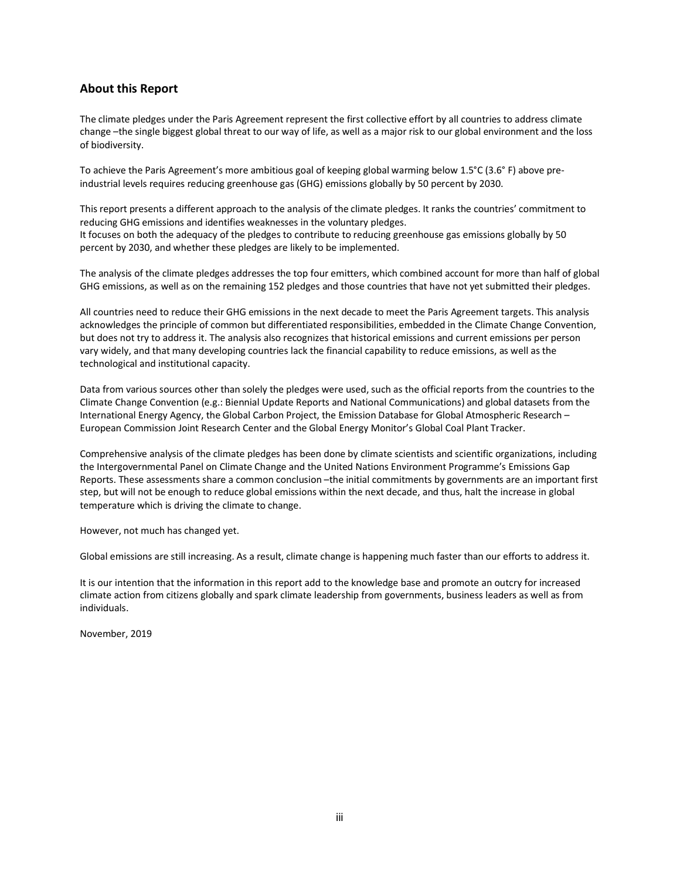## About this Report

The climate pledges under the Paris Agreement represent the first collective effort by all countries to address climate change –the single biggest global threat to our way of life, as well as a major risk to our global environment and the loss of biodiversity.

To achieve the Paris Agreement's more ambitious goal of keeping global warming below 1.5°C (3.6° F) above pre-industrial levels requires reducing greenhouse gas (GHG) emissions globally by 50 percent by 2030.

This report presents a different approach to the analysis of the climate pledges. It ranks the countries' commitment to reducing GHG emissions and identifies weaknesses in the voluntary pledges.
It focuses on both the adequacy of the pledges to contribute to reducing greenhouse gas emissions globally by 50 percent by 2030, and whether these pledges are likely to be implemented.

The analysis of the climate pledges addresses the top four emitters, which combined account for more than half of global GHG emissions, as well as on the remaining 152 pledges and those countries that have not yet submitted their pledges.

All countries need to reduce their GHG emissions in the next decade to meet the Paris Agreement targets. This analysis acknowledges the principle of common but differentiated responsibilities, embedded in the Climate Change Convention, but does not try to address it. The analysis also recognizes that historical emissions and current emissions per person vary widely, and that many developing countries lack the financial capability to reduce emissions, as well as the technological and institutional capacity.

Data from various sources other than solely the pledges were used, such as the official reports from the countries to the Climate Change Convention (e.g.: Biennial Update Reports and National Communications) and global datasets from the International Energy Agency, the Global Carbon Project, the Emission Database for Global Atmospheric Research – European Commission Joint Research Center and the Global Energy Monitor's Global Coal Plant Tracker.

Comprehensive analysis of the climate pledges has been done by climate scientists and scientific organizations, including the Intergovernmental Panel on Climate Change and the United Nations Environment Programme's Emissions Gap Reports. These assessments share a common conclusion –the initial commitments by governments are an important first step, but will not be enough to reduce global emissions within the next decade, and thus, halt the increase in global temperature which is driving the climate to change.

However, not much has changed yet.

Global emissions are still increasing. As a result, climate change is happening much faster than our efforts to address it.

It is our intention that the information in this report add to the knowledge base and promote an outcry for increased climate action from citizens globally and spark climate leadership from governments, business leaders as well as from individuals.

November, 2019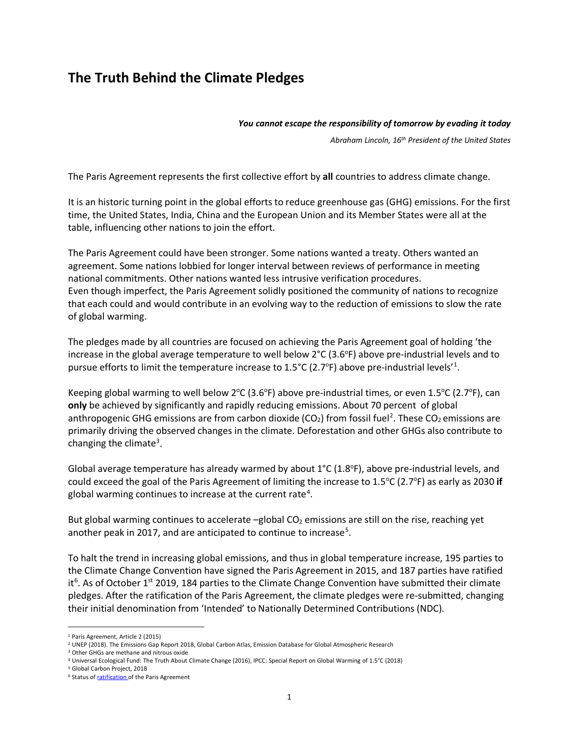# The Truth Behind the Climate Pledges

***You cannot escape the responsibility of tomorrow by evading it today***

*Abraham Lincoln, 16th President of the United States*

The Paris Agreement represents the first collective effort by **all** countries to address climate change.

It is an historic turning point in the global efforts to reduce greenhouse gas (GHG) emissions. For the first time, the United States, India, China and the European Union and its Member States were all at the table, influencing other nations to join the effort.

The Paris Agreement could have been stronger. Some nations wanted a treaty. Others wanted an agreement. Some nations lobbied for longer interval between reviews of performance in meeting national commitments. Other nations wanted less intrusive verification procedures.
Even though imperfect, the Paris Agreement solidly positioned the community of nations to recognize that each could and would contribute in an evolving way to the reduction of emissions to slow the rate of global warming.

The pledges made by all countries are focused on achieving the Paris Agreement goal of holding 'the increase in the global average temperature to well below 2°C (3.6°F) above pre-industrial levels and to pursue efforts to limit the temperature increase to 1.5°C (2.7°F) above pre-industrial levels'[1].

Keeping global warming to well below 2°C (3.6°F) above pre-industrial times, or even 1.5°C (2.7°F), can **only** be achieved by significantly and rapidly reducing emissions. About 70 percent of global anthropogenic GHG emissions are from carbon dioxide ($CO_2$) from fossil fuel[2]. These $CO_2$ emissions are primarily driving the observed changes in the climate. Deforestation and other GHGs also contribute to changing the climate[3].

Global average temperature has already warmed by about 1°C (1.8°F), above pre-industrial levels, and could exceed the goal of the Paris Agreement of limiting the increase to 1.5°C (2.7°F) as early as 2030 **if** global warming continues to increase at the current rate[4].

But global warming continues to accelerate –global $CO_2$ emissions are still on the rise, reaching yet another peak in 2017, and are anticipated to continue to increase[5].

To halt the trend in increasing global emissions, and thus in global temperature increase, 195 parties to the Climate Change Convention have signed the Paris Agreement in 2015, and 187 parties have ratified it[6]. As of October 1st 2019, 184 parties to the Climate Change Convention have submitted their climate pledges. After the ratification of the Paris Agreement, the climate pledges were re-submitted, changing their initial denomination from 'Intended' to Nationally Determined Contributions (NDC).

---

[1] Paris Agreement, Article 2 (2015)

[2] UNEP (2018). The Emissions Gap Report 2018, Global Carbon Atlas, Emission Database for Global Atmospheric Research

[3] Other GHGs are methane and nitrous oxide

[4] Universal Ecological Fund: The Truth About Climate Change (2016), IPCC: Special Report on Global Warming of 1.5°C (2018)

[5] Global Carbon Project, 2018

[6] Status of ratification of the Paris Agreement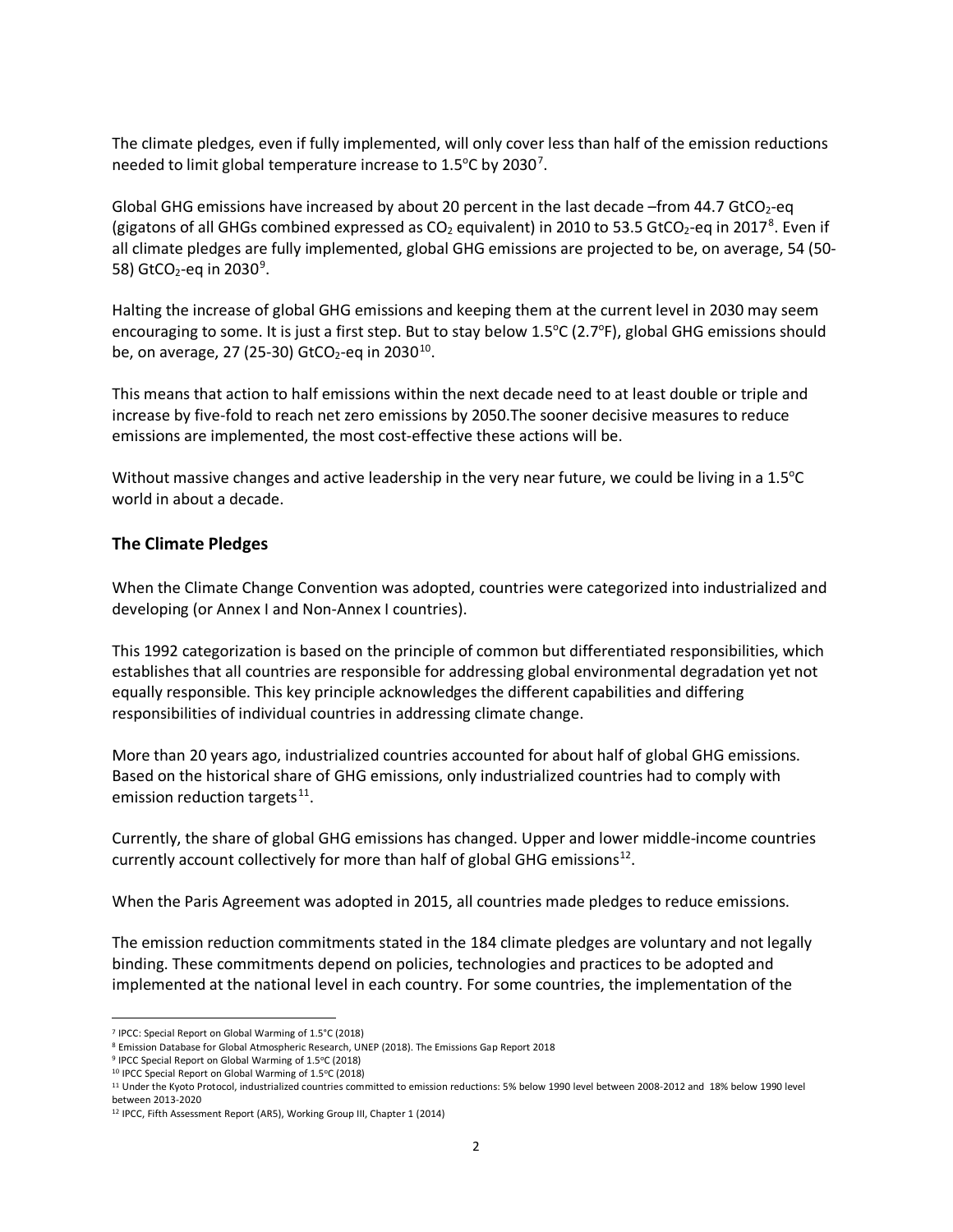The climate pledges, even if fully implemented, will only cover less than half of the emission reductions needed to limit global temperature increase to 1.5°C by 2030[7].

Global GHG emissions have increased by about 20 percent in the last decade –from 44.7 $GtCO_2$-eq (gigatons of all GHGs combined expressed as $CO_2$ equivalent) in 2010 to 53.5 $GtCO_2$-eq in 2017[8]. Even if all climate pledges are fully implemented, global GHG emissions are projected to be, on average, 54 (50-58) $GtCO_2$-eq in 2030[9].

Halting the increase of global GHG emissions and keeping them at the current level in 2030 may seem encouraging to some. It is just a first step. But to stay below 1.5°C (2.7°F), global GHG emissions should be, on average, 27 (25-30) $GtCO_2$-eq in 2030[10].

This means that action to half emissions within the next decade need to at least double or triple and increase by five-fold to reach net zero emissions by 2050.The sooner decisive measures to reduce emissions are implemented, the most cost-effective these actions will be.

Without massive changes and active leadership in the very near future, we could be living in a 1.5°C world in about a decade.

## The Climate Pledges

When the Climate Change Convention was adopted, countries were categorized into industrialized and developing (or Annex I and Non-Annex I countries).

This 1992 categorization is based on the principle of common but differentiated responsibilities, which establishes that all countries are responsible for addressing global environmental degradation yet not equally responsible. This key principle acknowledges the different capabilities and differing responsibilities of individual countries in addressing climate change.

More than 20 years ago, industrialized countries accounted for about half of global GHG emissions. Based on the historical share of GHG emissions, only industrialized countries had to comply with emission reduction targets[11].

Currently, the share of global GHG emissions has changed. Upper and lower middle-income countries currently account collectively for more than half of global GHG emissions[12].

When the Paris Agreement was adopted in 2015, all countries made pledges to reduce emissions.

The emission reduction commitments stated in the 184 climate pledges are voluntary and not legally binding. These commitments depend on policies, technologies and practices to be adopted and implemented at the national level in each country. For some countries, the implementation of the

---

[7] IPCC: Special Report on Global Warming of 1.5°C (2018)

[8] Emission Database for Global Atmospheric Research, UNEP (2018). The Emissions Gap Report 2018

[9] IPCC Special Report on Global Warming of 1.5°C (2018)

[10] IPCC Special Report on Global Warming of 1.5°C (2018)

[11] Under the Kyoto Protocol, industrialized countries committed to emission reductions: 5% below 1990 level between 2008-2012 and 18% below 1990 level between 2013-2020

[12] IPCC, Fifth Assessment Report (AR5), Working Group III, Chapter 1 (2014)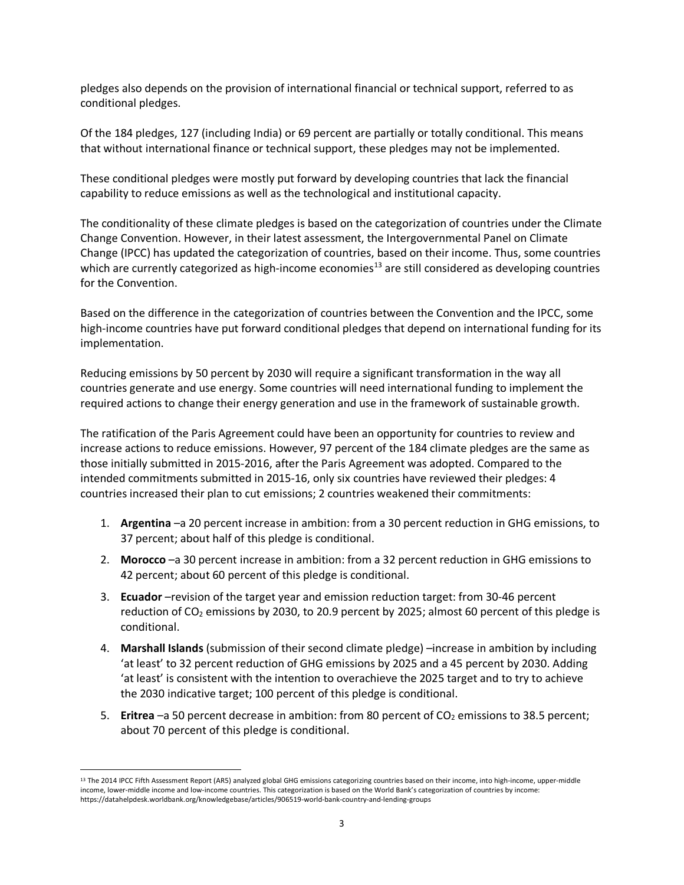pledges also depends on the provision of international financial or technical support, referred to as conditional pledges.

Of the 184 pledges, 127 (including India) or 69 percent are partially or totally conditional. This means that without international finance or technical support, these pledges may not be implemented.

These conditional pledges were mostly put forward by developing countries that lack the financial capability to reduce emissions as well as the technological and institutional capacity.

The conditionality of these climate pledges is based on the categorization of countries under the Climate Change Convention. However, in their latest assessment, the Intergovernmental Panel on Climate Change (IPCC) has updated the categorization of countries, based on their income. Thus, some countries which are currently categorized as high-income economies[13] are still considered as developing countries for the Convention.

Based on the difference in the categorization of countries between the Convention and the IPCC, some high-income countries have put forward conditional pledges that depend on international funding for its implementation.

Reducing emissions by 50 percent by 2030 will require a significant transformation in the way all countries generate and use energy. Some countries will need international funding to implement the required actions to change their energy generation and use in the framework of sustainable growth.

The ratification of the Paris Agreement could have been an opportunity for countries to review and increase actions to reduce emissions. However, 97 percent of the 184 climate pledges are the same as those initially submitted in 2015-2016, after the Paris Agreement was adopted. Compared to the intended commitments submitted in 2015-16, only six countries have reviewed their pledges: 4 countries increased their plan to cut emissions; 2 countries weakened their commitments:

1. **Argentina** –a 20 percent increase in ambition: from a 30 percent reduction in GHG emissions, to 37 percent; about half of this pledge is conditional.
2. **Morocco** –a 30 percent increase in ambition: from a 32 percent reduction in GHG emissions to 42 percent; about 60 percent of this pledge is conditional.
3. **Ecuador** –revision of the target year and emission reduction target: from 30-46 percent reduction of $CO_2$ emissions by 2030, to 20.9 percent by 2025; almost 60 percent of this pledge is conditional.
4. **Marshall Islands** (submission of their second climate pledge) –increase in ambition by including 'at least' to 32 percent reduction of GHG emissions by 2025 and a 45 percent by 2030. Adding 'at least' is consistent with the intention to overachieve the 2025 target and to try to achieve the 2030 indicative target; 100 percent of this pledge is conditional.
5. **Eritrea** –a 50 percent decrease in ambition: from 80 percent of $CO_2$ emissions to 38.5 percent; about 70 percent of this pledge is conditional.

[13] The 2014 IPCC Fifth Assessment Report (AR5) analyzed global GHG emissions categorizing countries based on their income, into high-income, upper-middle income, lower-middle income and low-income countries. This categorization is based on the World Bank's categorization of countries by income: https://datahelpdesk.worldbank.org/knowledgebase/articles/906519-world-bank-country-and-lending-groups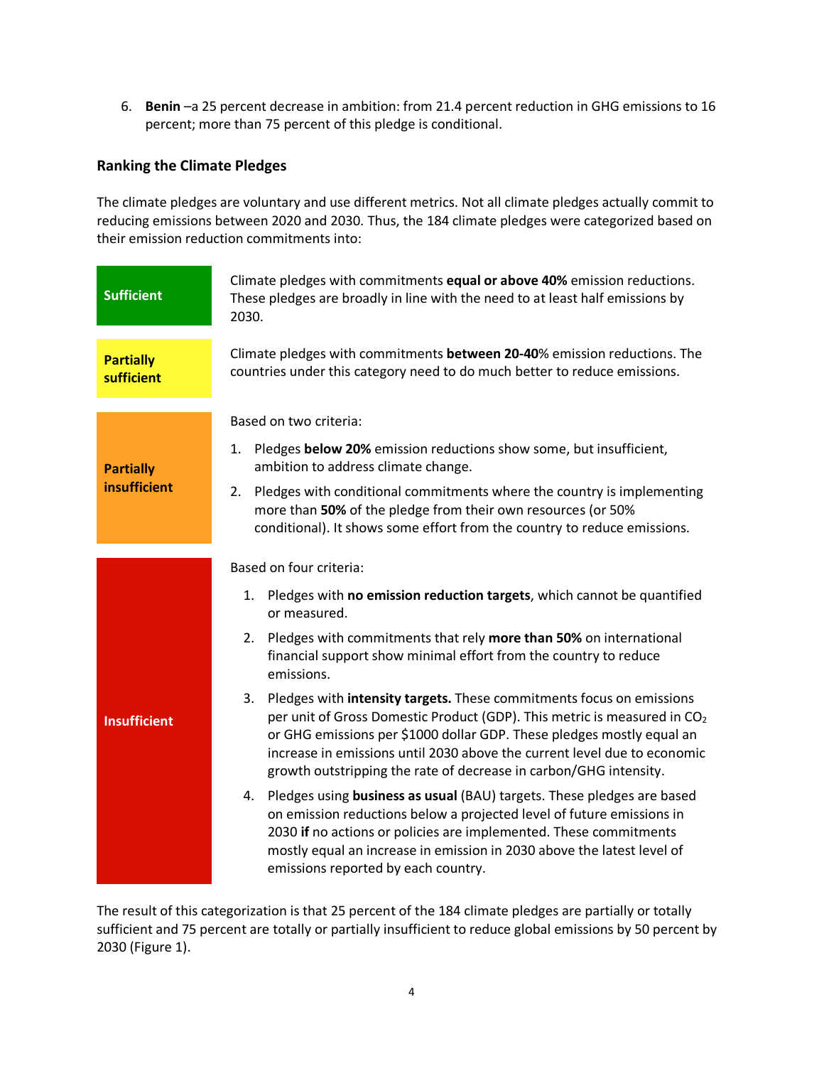6. **Benin** –a 25 percent decrease in ambition: from 21.4 percent reduction in GHG emissions to 16 percent; more than 75 percent of this pledge is conditional.

### Ranking the Climate Pledges

The climate pledges are voluntary and use different metrics. Not all climate pledges actually commit to reducing emissions between 2020 and 2030. Thus, the 184 climate pledges were categorized based on their emission reduction commitments into:

| Category | Description |
| --- | --- |
| **Sufficient** | Climate pledges with commitments **equal or above 40%** emission reductions. These pledges are broadly in line with the need to at least half emissions by 2030. |
| **Partially sufficient** | Climate pledges with commitments **between 20-40**% emission reductions. The countries under this category need to do much better to reduce emissions. |
| **Partially insufficient** | Based on two criteria:<br>1. Pledges **below 20%** emission reductions show some, but insufficient, ambition to address climate change.<br>2. Pledges with conditional commitments where the country is implementing more than **50%** of the pledge from their own resources (or 50% conditional). It shows some effort from the country to reduce emissions. |
| **Insufficient** | Based on four criteria:<br>1. Pledges with **no emission reduction targets**, which cannot be quantified or measured.<br>2. Pledges with commitments that rely **more than 50%** on international financial support show minimal effort from the country to reduce emissions.<br>3. Pledges with **intensity targets.** These commitments focus on emissions per unit of Gross Domestic Product (GDP). This metric is measured in $CO_2$ or GHG emissions per $1000 dollar GDP. These pledges mostly equal an increase in emissions until 2030 above the current level due to economic growth outstripping the rate of decrease in carbon/GHG intensity.<br>4. Pledges using **business as usual** (BAU) targets. These pledges are based on emission reductions below a projected level of future emissions in 2030 **if** no actions or policies are implemented. These commitments mostly equal an increase in emission in 2030 above the latest level of emissions reported by each country. |

The result of this categorization is that 25 percent of the 184 climate pledges are partially or totally sufficient and 75 percent are totally or partially insufficient to reduce global emissions by 50 percent by 2030 (Figure 1).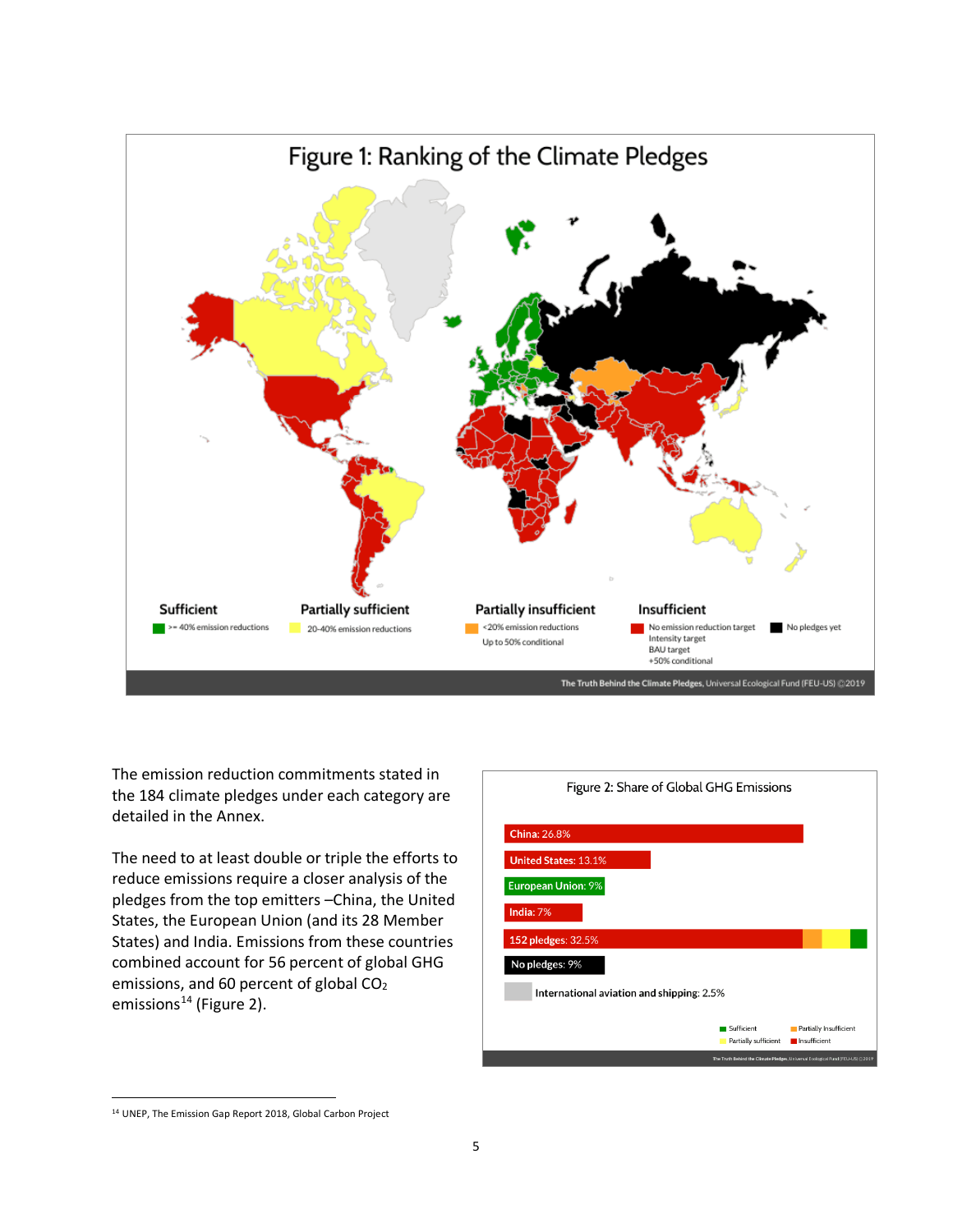The emission reduction commitments stated in the 184 climate pledges under each category are detailed in the Annex.

The need to at least double or triple the efforts to reduce emissions require a closer analysis of the pledges from the top emitters –China, the United States, the European Union (and its 28 Member States) and India. Emissions from these countries combined account for 56 percent of global GHG emissions, and 60 percent of global $CO_2$ emissions[14] (Figure 2).

---

[14] UNEP, The Emission Gap Report 2018, Global Carbon Project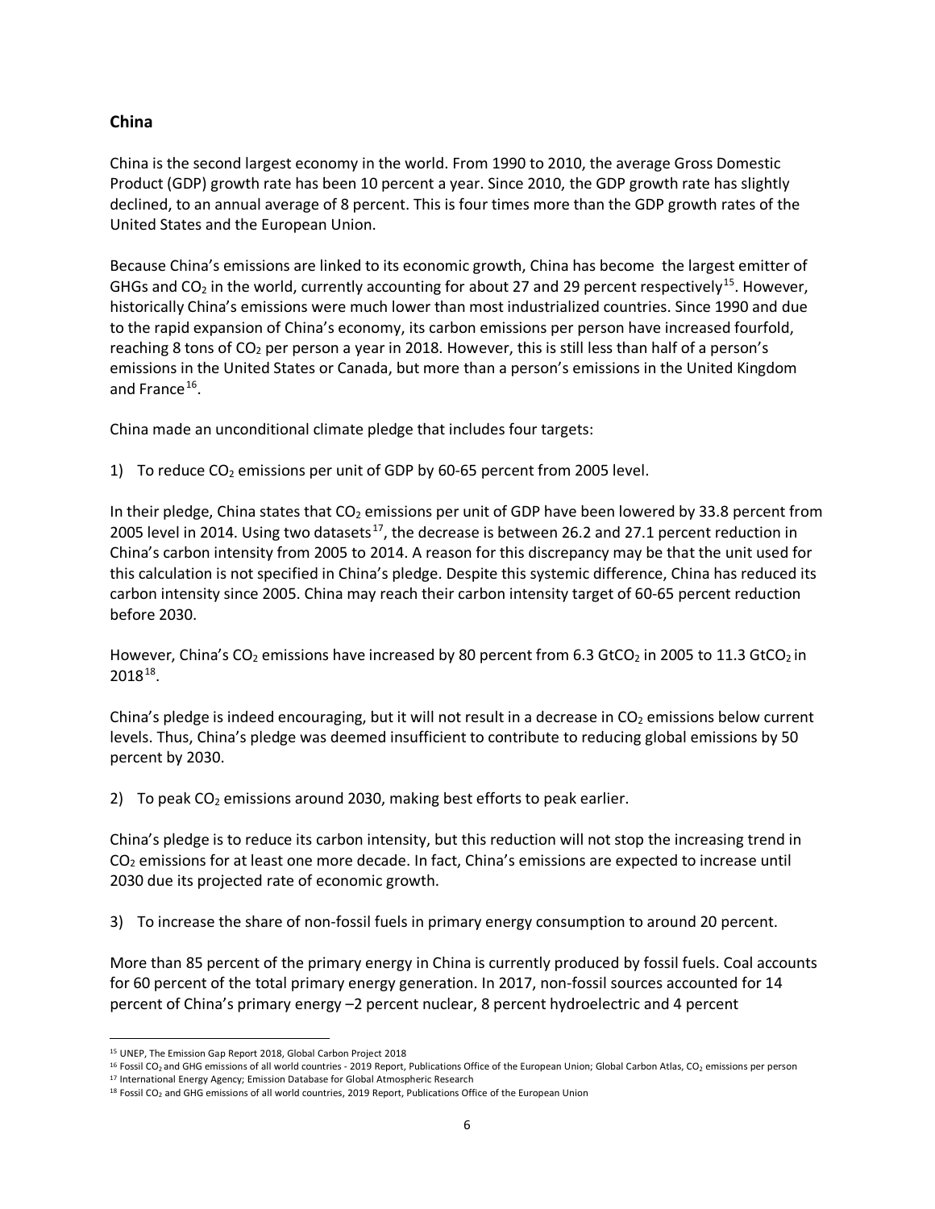## China

China is the second largest economy in the world. From 1990 to 2010, the average Gross Domestic Product (GDP) growth rate has been 10 percent a year. Since 2010, the GDP growth rate has slightly declined, to an annual average of 8 percent. This is four times more than the GDP growth rates of the United States and the European Union.

Because China's emissions are linked to its economic growth, China has become the largest emitter of GHGs and $CO_2$ in the world, currently accounting for about 27 and 29 percent respectively[15]. However, historically China's emissions were much lower than most industrialized countries. Since 1990 and due to the rapid expansion of China's economy, its carbon emissions per person have increased fourfold, reaching 8 tons of $CO_2$ per person a year in 2018. However, this is still less than half of a person's emissions in the United States or Canada, but more than a person's emissions in the United Kingdom and France[16].

China made an unconditional climate pledge that includes four targets:

1) To reduce $CO_2$ emissions per unit of GDP by 60-65 percent from 2005 level.

In their pledge, China states that $CO_2$ emissions per unit of GDP have been lowered by 33.8 percent from 2005 level in 2014. Using two datasets[17], the decrease is between 26.2 and 27.1 percent reduction in China's carbon intensity from 2005 to 2014. A reason for this discrepancy may be that the unit used for this calculation is not specified in China's pledge. Despite this systemic difference, China has reduced its carbon intensity since 2005. China may reach their carbon intensity target of 60-65 percent reduction before 2030.

However, China's $CO_2$ emissions have increased by 80 percent from 6.3 $GtCO_2$ in 2005 to 11.3 $GtCO_2$ in 2018[18].

China's pledge is indeed encouraging, but it will not result in a decrease in $CO_2$ emissions below current levels. Thus, China's pledge was deemed insufficient to contribute to reducing global emissions by 50 percent by 2030.

2) To peak $CO_2$ emissions around 2030, making best efforts to peak earlier.

China's pledge is to reduce its carbon intensity, but this reduction will not stop the increasing trend in $CO_2$ emissions for at least one more decade. In fact, China's emissions are expected to increase until 2030 due its projected rate of economic growth.

3) To increase the share of non-fossil fuels in primary energy consumption to around 20 percent.

More than 85 percent of the primary energy in China is currently produced by fossil fuels. Coal accounts for 60 percent of the total primary energy generation. In 2017, non-fossil sources accounted for 14 percent of China's primary energy –2 percent nuclear, 8 percent hydroelectric and 4 percent

---

[15] UNEP, The Emission Gap Report 2018, Global Carbon Project 2018

[16] Fossil $CO_2$ and GHG emissions of all world countries - 2019 Report, Publications Office of the European Union; Global Carbon Atlas, $CO_2$ emissions per person

[17] International Energy Agency; Emission Database for Global Atmospheric Research

[18] Fossil $CO_2$ and GHG emissions of all world countries, 2019 Report, Publications Office of the European Union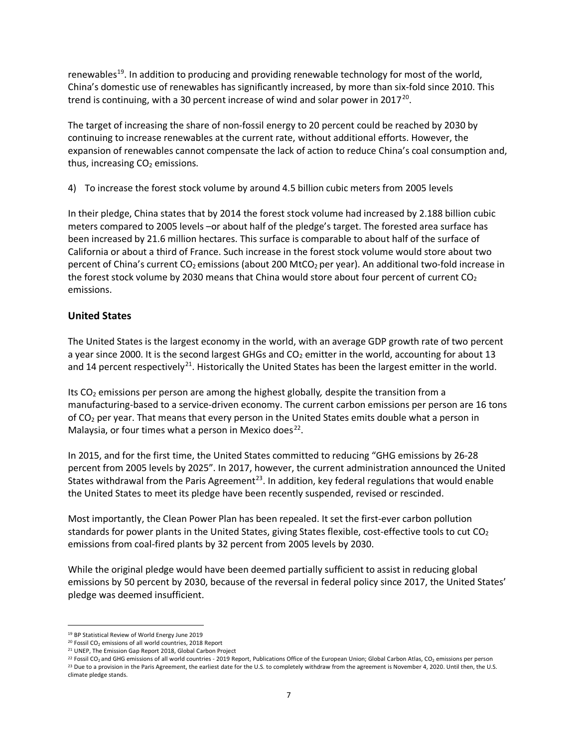renewables[19]. In addition to producing and providing renewable technology for most of the world, China's domestic use of renewables has significantly increased, by more than six-fold since 2010. This trend is continuing, with a 30 percent increase of wind and solar power in 2017[20].

The target of increasing the share of non-fossil energy to 20 percent could be reached by 2030 by continuing to increase renewables at the current rate, without additional efforts. However, the expansion of renewables cannot compensate the lack of action to reduce China's coal consumption and, thus, increasing $CO_2$ emissions.

4) To increase the forest stock volume by around 4.5 billion cubic meters from 2005 levels

In their pledge, China states that by 2014 the forest stock volume had increased by 2.188 billion cubic meters compared to 2005 levels –or about half of the pledge's target. The forested area surface has been increased by 21.6 million hectares. This surface is comparable to about half of the surface of California or about a third of France. Such increase in the forest stock volume would store about two percent of China's current $CO_2$ emissions (about 200 $MtCO_2$ per year). An additional two-fold increase in the forest stock volume by 2030 means that China would store about four percent of current $CO_2$ emissions.

## United States

The United States is the largest economy in the world, with an average GDP growth rate of two percent a year since 2000. It is the second largest GHGs and $CO_2$ emitter in the world, accounting for about 13 and 14 percent respectively[21]. Historically the United States has been the largest emitter in the world.

Its $CO_2$ emissions per person are among the highest globally, despite the transition from a manufacturing-based to a service-driven economy. The current carbon emissions per person are 16 tons of $CO_2$ per year. That means that every person in the United States emits double what a person in Malaysia, or four times what a person in Mexico does[22].

In 2015, and for the first time, the United States committed to reducing "GHG emissions by 26-28 percent from 2005 levels by 2025". In 2017, however, the current administration announced the United States withdrawal from the Paris Agreement[23]. In addition, key federal regulations that would enable the United States to meet its pledge have been recently suspended, revised or rescinded.

Most importantly, the Clean Power Plan has been repealed. It set the first-ever carbon pollution standards for power plants in the United States, giving States flexible, cost-effective tools to cut $CO_2$ emissions from coal-fired plants by 32 percent from 2005 levels by 2030.

While the original pledge would have been deemed partially sufficient to assist in reducing global emissions by 50 percent by 2030, because of the reversal in federal policy since 2017, the United States' pledge was deemed insufficient.

---

[19] BP Statistical Review of World Energy June 2019

[20] Fossil $CO_2$ emissions of all world countries, 2018 Report

[21] UNEP, The Emission Gap Report 2018, Global Carbon Project

[22] Fossil $CO_2$ and GHG emissions of all world countries - 2019 Report, Publications Office of the European Union; Global Carbon Atlas, $CO_2$ emissions per person

[23] Due to a provision in the Paris Agreement, the earliest date for the U.S. to completely withdraw from the agreement is November 4, 2020. Until then, the U.S. climate pledge stands.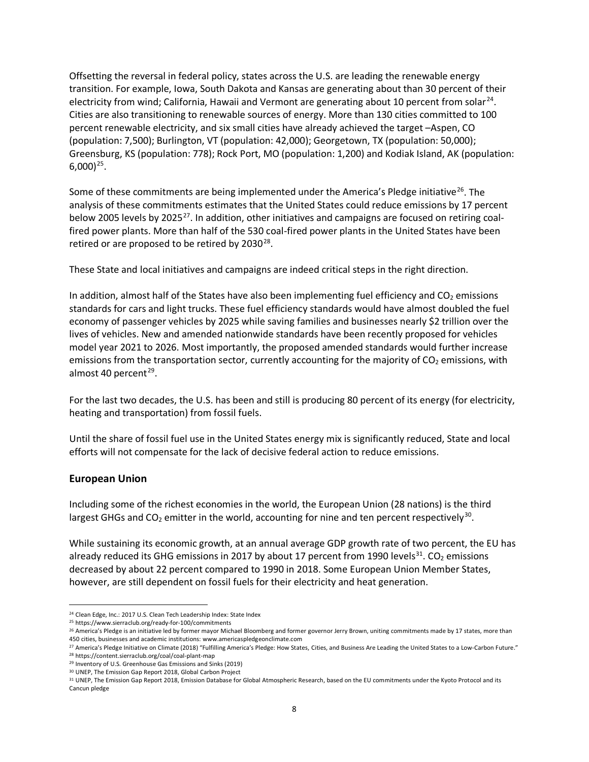Offsetting the reversal in federal policy, states across the U.S. are leading the renewable energy transition. For example, Iowa, South Dakota and Kansas are generating about than 30 percent of their electricity from wind; California, Hawaii and Vermont are generating about 10 percent from solar[24]. Cities are also transitioning to renewable sources of energy. More than 130 cities committed to 100 percent renewable electricity, and six small cities have already achieved the target –Aspen, CO (population: 7,500); Burlington, VT (population: 42,000); Georgetown, TX (population: 50,000); Greensburg, KS (population: 778); Rock Port, MO (population: 1,200) and Kodiak Island, AK (population: 6,000)[25].

Some of these commitments are being implemented under the America's Pledge initiative[26]. The analysis of these commitments estimates that the United States could reduce emissions by 17 percent below 2005 levels by 2025[27]. In addition, other initiatives and campaigns are focused on retiring coal-fired power plants. More than half of the 530 coal-fired power plants in the United States have been retired or are proposed to be retired by 2030[28].

These State and local initiatives and campaigns are indeed critical steps in the right direction.

In addition, almost half of the States have also been implementing fuel efficiency and $CO_2$ emissions standards for cars and light trucks. These fuel efficiency standards would have almost doubled the fuel economy of passenger vehicles by 2025 while saving families and businesses nearly $2 trillion over the lives of vehicles. New and amended nationwide standards have been recently proposed for vehicles model year 2021 to 2026. Most importantly, the proposed amended standards would further increase emissions from the transportation sector, currently accounting for the majority of $CO_2$ emissions, with almost 40 percent[29].

For the last two decades, the U.S. has been and still is producing 80 percent of its energy (for electricity, heating and transportation) from fossil fuels.

Until the share of fossil fuel use in the United States energy mix is significantly reduced, State and local efforts will not compensate for the lack of decisive federal action to reduce emissions.

### European Union

Including some of the richest economies in the world, the European Union (28 nations) is the third largest GHGs and $CO_2$ emitter in the world, accounting for nine and ten percent respectively[30].

While sustaining its economic growth, at an annual average GDP growth rate of two percent, the EU has already reduced its GHG emissions in 2017 by about 17 percent from 1990 levels[31]. $CO_2$ emissions decreased by about 22 percent compared to 1990 in 2018. Some European Union Member States, however, are still dependent on fossil fuels for their electricity and heat generation.

---

[24] Clean Edge, Inc.: 2017 U.S. Clean Tech Leadership Index: State Index

[25] https://www.sierraclub.org/ready-for-100/commitments

[26] America's Pledge is an initiative led by former mayor Michael Bloomberg and former governor Jerry Brown, uniting commitments made by 17 states, more than 450 cities, businesses and academic institutions: www.americaspledgeonclimate.com

[27] America's Pledge Initiative on Climate (2018) "Fulfilling America's Pledge: How States, Cities, and Business Are Leading the United States to a Low-Carbon Future."

[28] https://content.sierraclub.org/coal/coal-plant-map

[29] Inventory of U.S. Greenhouse Gas Emissions and Sinks (2019)

[30] UNEP, The Emission Gap Report 2018, Global Carbon Project

[31] UNEP, The Emission Gap Report 2018, Emission Database for Global Atmospheric Research, based on the EU commitments under the Kyoto Protocol and its Cancun pledge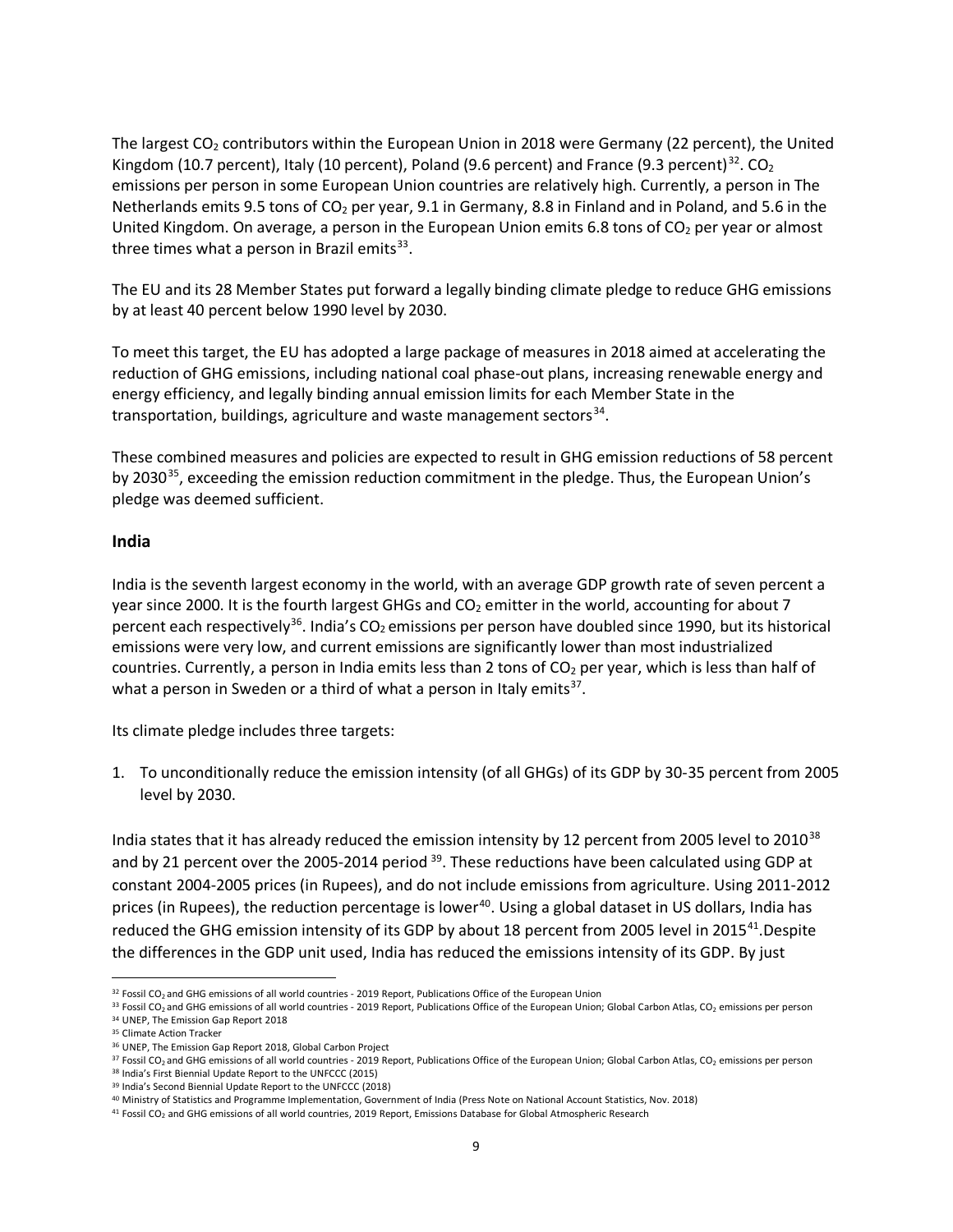The largest $CO_2$ contributors within the European Union in 2018 were Germany (22 percent), the United Kingdom (10.7 percent), Italy (10 percent), Poland (9.6 percent) and France (9.3 percent)[32]. $CO_2$ emissions per person in some European Union countries are relatively high. Currently, a person in The Netherlands emits 9.5 tons of $CO_2$ per year, 9.1 in Germany, 8.8 in Finland and in Poland, and 5.6 in the United Kingdom. On average, a person in the European Union emits 6.8 tons of $CO_2$ per year or almost three times what a person in Brazil emits[33].

The EU and its 28 Member States put forward a legally binding climate pledge to reduce GHG emissions by at least 40 percent below 1990 level by 2030.

To meet this target, the EU has adopted a large package of measures in 2018 aimed at accelerating the reduction of GHG emissions, including national coal phase-out plans, increasing renewable energy and energy efficiency, and legally binding annual emission limits for each Member State in the transportation, buildings, agriculture and waste management sectors[34].

These combined measures and policies are expected to result in GHG emission reductions of 58 percent by 2030[35], exceeding the emission reduction commitment in the pledge. Thus, the European Union's pledge was deemed sufficient.

## India

India is the seventh largest economy in the world, with an average GDP growth rate of seven percent a year since 2000. It is the fourth largest GHGs and $CO_2$ emitter in the world, accounting for about 7 percent each respectively[36]. India's $CO_2$ emissions per person have doubled since 1990, but its historical emissions were very low, and current emissions are significantly lower than most industrialized countries. Currently, a person in India emits less than 2 tons of $CO_2$ per year, which is less than half of what a person in Sweden or a third of what a person in Italy emits[37].

Its climate pledge includes three targets:

1. To unconditionally reduce the emission intensity (of all GHGs) of its GDP by 30-35 percent from 2005 level by 2030.

India states that it has already reduced the emission intensity by 12 percent from 2005 level to 2010[38] and by 21 percent over the 2005-2014 period [39]. These reductions have been calculated using GDP at constant 2004-2005 prices (in Rupees), and do not include emissions from agriculture. Using 2011-2012 prices (in Rupees), the reduction percentage is lower[40]. Using a global dataset in US dollars, India has reduced the GHG emission intensity of its GDP by about 18 percent from 2005 level in 2015[41].Despite the differences in the GDP unit used, India has reduced the emissions intensity of its GDP. By just

[32] Fossil $CO_2$ and GHG emissions of all world countries - 2019 Report, Publications Office of the European Union

[33] Fossil $CO_2$ and GHG emissions of all world countries - 2019 Report, Publications Office of the European Union; Global Carbon Atlas, $CO_2$ emissions per person

[34] UNEP, The Emission Gap Report 2018

[35] Climate Action Tracker

[36] UNEP, The Emission Gap Report 2018, Global Carbon Project

[37] Fossil $CO_2$ and GHG emissions of all world countries - 2019 Report, Publications Office of the European Union; Global Carbon Atlas, $CO_2$ emissions per person

[38] India's First Biennial Update Report to the UNFCCC (2015)

[39] India's Second Biennial Update Report to the UNFCCC (2018)

[40] Ministry of Statistics and Programme Implementation, Government of India (Press Note on National Account Statistics, Nov. 2018)

[41] Fossil $CO_2$ and GHG emissions of all world countries, 2019 Report, Emissions Database for Global Atmospheric Research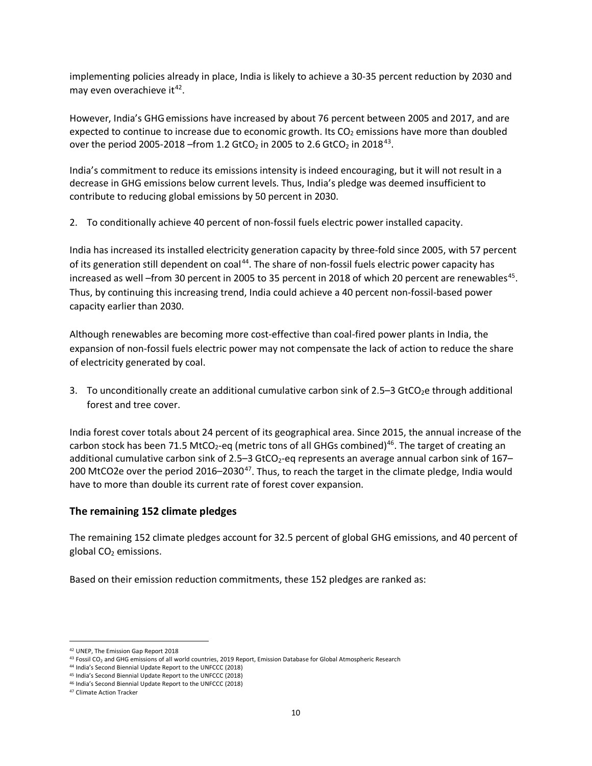implementing policies already in place, India is likely to achieve a 30-35 percent reduction by 2030 and may even overachieve it[42].

However, India's GHG emissions have increased by about 76 percent between 2005 and 2017, and are expected to continue to increase due to economic growth. Its $CO_2$ emissions have more than doubled over the period 2005-2018 –from 1.2 $GtCO_2$ in 2005 to 2.6 $GtCO_2$ in 2018[43].

India's commitment to reduce its emissions intensity is indeed encouraging, but it will not result in a decrease in GHG emissions below current levels. Thus, India's pledge was deemed insufficient to contribute to reducing global emissions by 50 percent in 2030.

2. To conditionally achieve 40 percent of non-fossil fuels electric power installed capacity.

India has increased its installed electricity generation capacity by three-fold since 2005, with 57 percent of its generation still dependent on coal[44]. The share of non-fossil fuels electric power capacity has increased as well –from 30 percent in 2005 to 35 percent in 2018 of which 20 percent are renewables[45]. Thus, by continuing this increasing trend, India could achieve a 40 percent non-fossil-based power capacity earlier than 2030.

Although renewables are becoming more cost-effective than coal-fired power plants in India, the expansion of non-fossil fuels electric power may not compensate the lack of action to reduce the share of electricity generated by coal.

3. To unconditionally create an additional cumulative carbon sink of 2.5–3 $GtCO_2e$ through additional forest and tree cover.

India forest cover totals about 24 percent of its geographical area. Since 2015, the annual increase of the carbon stock has been 71.5 $MtCO_2$-eq (metric tons of all GHGs combined)[46]. The target of creating an additional cumulative carbon sink of 2.5–3 $GtCO_2$-eq represents an average annual carbon sink of 167–200 MtCO2e over the period 2016–2030[47]. Thus, to reach the target in the climate pledge, India would have to more than double its current rate of forest cover expansion.

## The remaining 152 climate pledges

The remaining 152 climate pledges account for 32.5 percent of global GHG emissions, and 40 percent of global $CO_2$ emissions.

Based on their emission reduction commitments, these 152 pledges are ranked as:

---

[42] UNEP, The Emission Gap Report 2018

[43] Fossil $CO_2$ and GHG emissions of all world countries, 2019 Report, Emission Database for Global Atmospheric Research

[44] India's Second Biennial Update Report to the UNFCCC (2018)

[45] India's Second Biennial Update Report to the UNFCCC (2018)

[46] India's Second Biennial Update Report to the UNFCCC (2018)

[47] Climate Action Tracker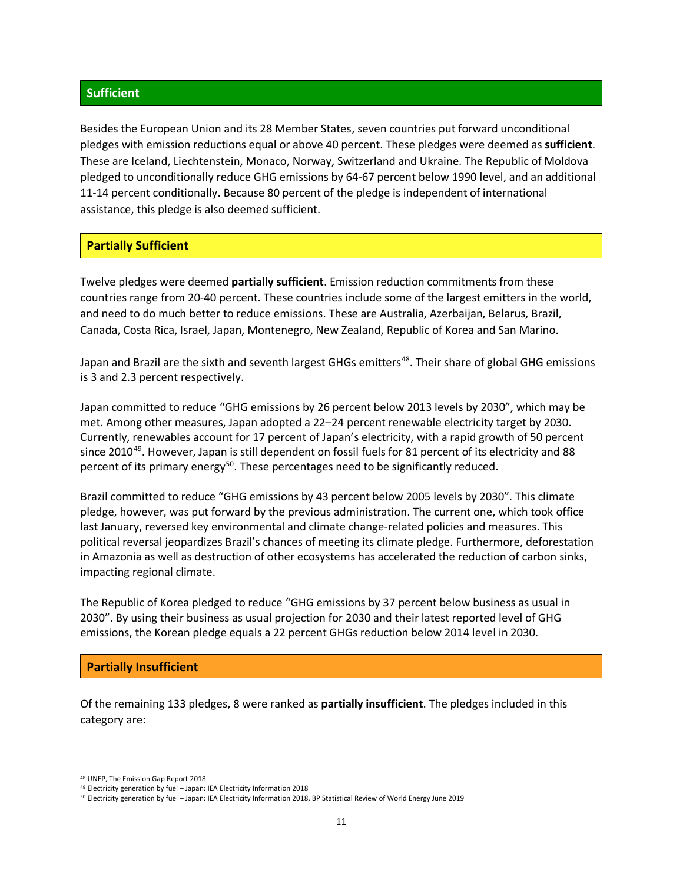## Sufficient

Besides the European Union and its 28 Member States, seven countries put forward unconditional pledges with emission reductions equal or above 40 percent. These pledges were deemed as **sufficient**. These are Iceland, Liechtenstein, Monaco, Norway, Switzerland and Ukraine. The Republic of Moldova pledged to unconditionally reduce GHG emissions by 64-67 percent below 1990 level, and an additional 11-14 percent conditionally. Because 80 percent of the pledge is independent of international assistance, this pledge is also deemed sufficient.

## Partially Sufficient

Twelve pledges were deemed **partially sufficient**. Emission reduction commitments from these countries range from 20-40 percent. These countries include some of the largest emitters in the world, and need to do much better to reduce emissions. These are Australia, Azerbaijan, Belarus, Brazil, Canada, Costa Rica, Israel, Japan, Montenegro, New Zealand, Republic of Korea and San Marino.

Japan and Brazil are the sixth and seventh largest GHGs emitters[48]. Their share of global GHG emissions is 3 and 2.3 percent respectively.

Japan committed to reduce "GHG emissions by 26 percent below 2013 levels by 2030", which may be met. Among other measures, Japan adopted a 22–24 percent renewable electricity target by 2030. Currently, renewables account for 17 percent of Japan's electricity, with a rapid growth of 50 percent since 2010[49]. However, Japan is still dependent on fossil fuels for 81 percent of its electricity and 88 percent of its primary energy[50]. These percentages need to be significantly reduced.

Brazil committed to reduce "GHG emissions by 43 percent below 2005 levels by 2030". This climate pledge, however, was put forward by the previous administration. The current one, which took office last January, reversed key environmental and climate change-related policies and measures. This political reversal jeopardizes Brazil's chances of meeting its climate pledge. Furthermore, deforestation in Amazonia as well as destruction of other ecosystems has accelerated the reduction of carbon sinks, impacting regional climate.

The Republic of Korea pledged to reduce "GHG emissions by 37 percent below business as usual in 2030". By using their business as usual projection for 2030 and their latest reported level of GHG emissions, the Korean pledge equals a 22 percent GHGs reduction below 2014 level in 2030.

## Partially Insufficient

Of the remaining 133 pledges, 8 were ranked as **partially insufficient**. The pledges included in this category are:

---

[48] UNEP, The Emission Gap Report 2018

[49] Electricity generation by fuel – Japan: IEA Electricity Information 2018

[50] Electricity generation by fuel – Japan: IEA Electricity Information 2018, BP Statistical Review of World Energy June 2019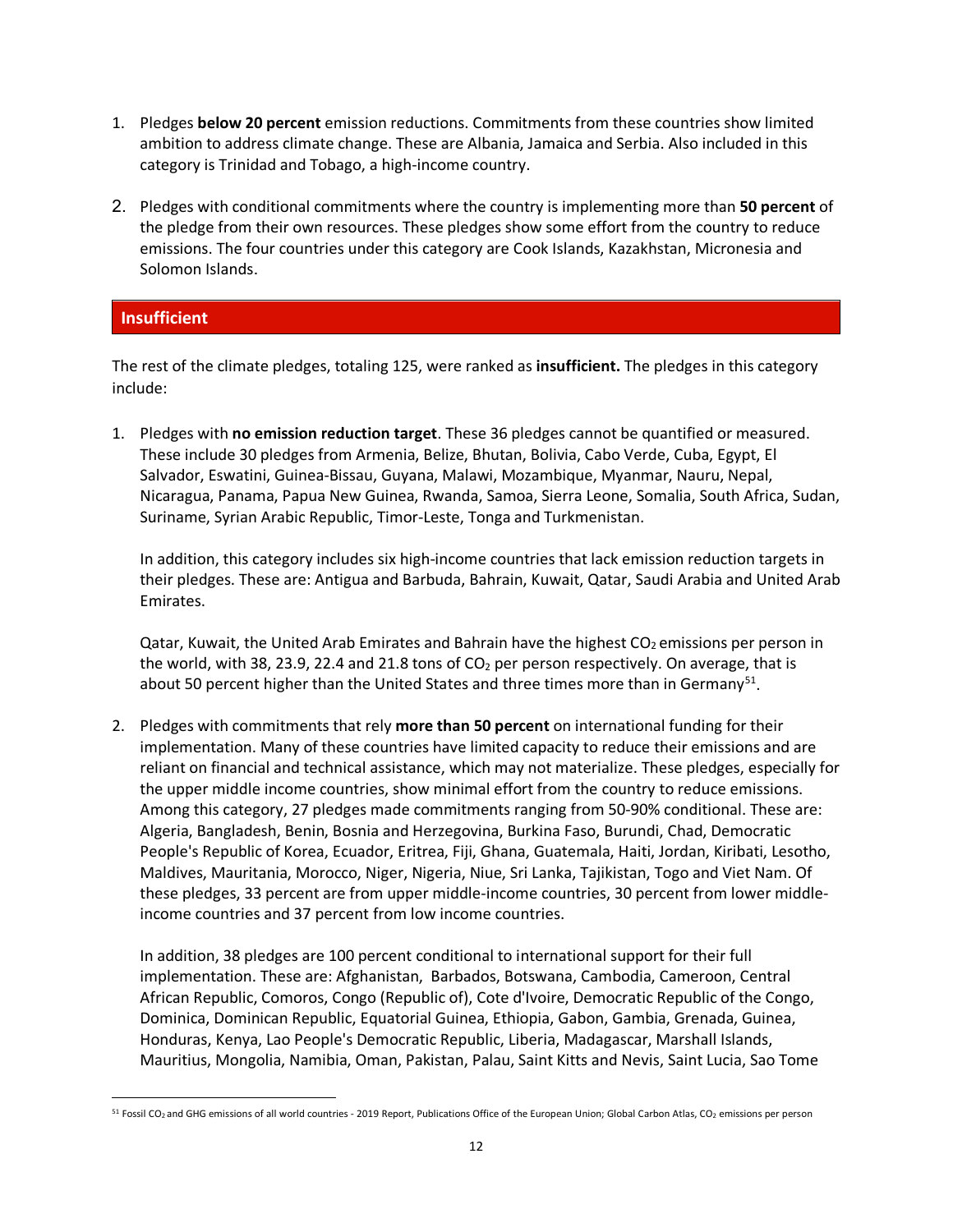1. Pledges **below 20 percent** emission reductions. Commitments from these countries show limited ambition to address climate change. These are Albania, Jamaica and Serbia. Also included in this category is Trinidad and Tobago, a high-income country.

2. Pledges with conditional commitments where the country is implementing more than **50 percent** of the pledge from their own resources. These pledges show some effort from the country to reduce emissions. The four countries under this category are Cook Islands, Kazakhstan, Micronesia and Solomon Islands.

## Insufficient

The rest of the climate pledges, totaling 125, were ranked as **insufficient.** The pledges in this category include:

1. Pledges with **no emission reduction target**. These 36 pledges cannot be quantified or measured. These include 30 pledges from Armenia, Belize, Bhutan, Bolivia, Cabo Verde, Cuba, Egypt, El Salvador, Eswatini, Guinea-Bissau, Guyana, Malawi, Mozambique, Myanmar, Nauru, Nepal, Nicaragua, Panama, Papua New Guinea, Rwanda, Samoa, Sierra Leone, Somalia, South Africa, Sudan, Suriname, Syrian Arabic Republic, Timor-Leste, Tonga and Turkmenistan.

   In addition, this category includes six high-income countries that lack emission reduction targets in their pledges. These are: Antigua and Barbuda, Bahrain, Kuwait, Qatar, Saudi Arabia and United Arab Emirates.

   Qatar, Kuwait, the United Arab Emirates and Bahrain have the highest $CO_2$ emissions per person in the world, with 38, 23.9, 22.4 and 21.8 tons of $CO_2$ per person respectively. On average, that is about 50 percent higher than the United States and three times more than in Germany[51].

2. Pledges with commitments that rely **more than 50 percent** on international funding for their implementation. Many of these countries have limited capacity to reduce their emissions and are reliant on financial and technical assistance, which may not materialize. These pledges, especially for the upper middle income countries, show minimal effort from the country to reduce emissions. Among this category, 27 pledges made commitments ranging from 50-90% conditional. These are: Algeria, Bangladesh, Benin, Bosnia and Herzegovina, Burkina Faso, Burundi, Chad, Democratic People's Republic of Korea, Ecuador, Eritrea, Fiji, Ghana, Guatemala, Haiti, Jordan, Kiribati, Lesotho, Maldives, Mauritania, Morocco, Niger, Nigeria, Niue, Sri Lanka, Tajikistan, Togo and Viet Nam. Of these pledges, 33 percent are from upper middle-income countries, 30 percent from lower middle-income countries and 37 percent from low income countries.

   In addition, 38 pledges are 100 percent conditional to international support for their full implementation. These are: Afghanistan, Barbados, Botswana, Cambodia, Cameroon, Central African Republic, Comoros, Congo (Republic of), Cote d'Ivoire, Democratic Republic of the Congo, Dominica, Dominican Republic, Equatorial Guinea, Ethiopia, Gabon, Gambia, Grenada, Guinea, Honduras, Kenya, Lao People's Democratic Republic, Liberia, Madagascar, Marshall Islands, Mauritius, Mongolia, Namibia, Oman, Pakistan, Palau, Saint Kitts and Nevis, Saint Lucia, Sao Tome

[51] Fossil $CO_2$ and GHG emissions of all world countries - 2019 Report, Publications Office of the European Union; Global Carbon Atlas, $CO_2$ emissions per person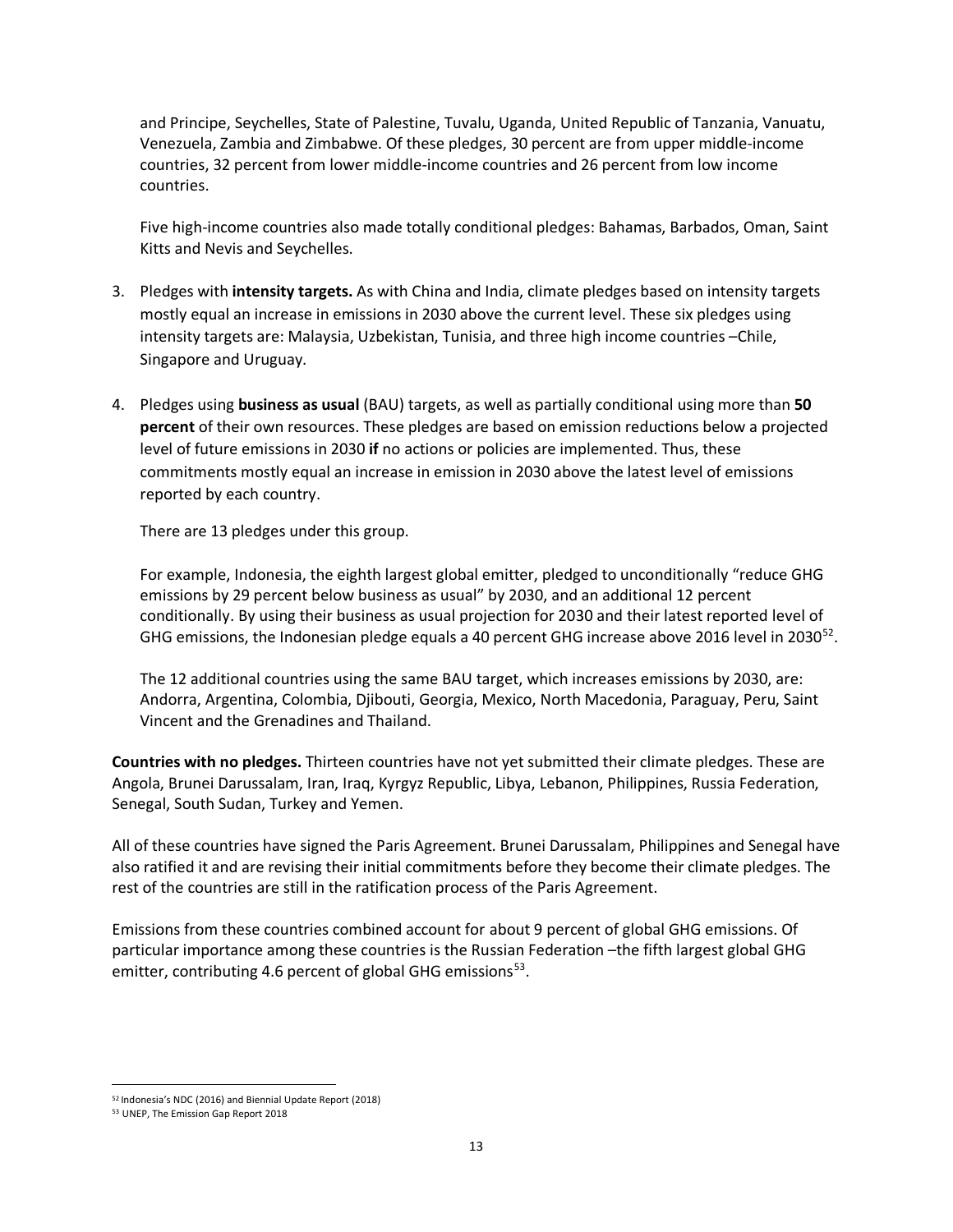and Principe, Seychelles, State of Palestine, Tuvalu, Uganda, United Republic of Tanzania, Vanuatu, Venezuela, Zambia and Zimbabwe. Of these pledges, 30 percent are from upper middle-income countries, 32 percent from lower middle-income countries and 26 percent from low income countries.

Five high-income countries also made totally conditional pledges: Bahamas, Barbados, Oman, Saint Kitts and Nevis and Seychelles.

3. Pledges with **intensity targets.** As with China and India, climate pledges based on intensity targets mostly equal an increase in emissions in 2030 above the current level. These six pledges using intensity targets are: Malaysia, Uzbekistan, Tunisia, and three high income countries –Chile, Singapore and Uruguay.

4. Pledges using **business as usual** (BAU) targets, as well as partially conditional using more than **50 percent** of their own resources. These pledges are based on emission reductions below a projected level of future emissions in 2030 **if** no actions or policies are implemented. Thus, these commitments mostly equal an increase in emission in 2030 above the latest level of emissions reported by each country.

   There are 13 pledges under this group.

   For example, Indonesia, the eighth largest global emitter, pledged to unconditionally "reduce GHG emissions by 29 percent below business as usual" by 2030, and an additional 12 percent conditionally. By using their business as usual projection for 2030 and their latest reported level of GHG emissions, the Indonesian pledge equals a 40 percent GHG increase above 2016 level in 2030[52].

   The 12 additional countries using the same BAU target, which increases emissions by 2030, are: Andorra, Argentina, Colombia, Djibouti, Georgia, Mexico, North Macedonia, Paraguay, Peru, Saint Vincent and the Grenadines and Thailand.

**Countries with no pledges.** Thirteen countries have not yet submitted their climate pledges. These are Angola, Brunei Darussalam, Iran, Iraq, Kyrgyz Republic, Libya, Lebanon, Philippines, Russia Federation, Senegal, South Sudan, Turkey and Yemen.

All of these countries have signed the Paris Agreement. Brunei Darussalam, Philippines and Senegal have also ratified it and are revising their initial commitments before they become their climate pledges. The rest of the countries are still in the ratification process of the Paris Agreement.

Emissions from these countries combined account for about 9 percent of global GHG emissions. Of particular importance among these countries is the Russian Federation –the fifth largest global GHG emitter, contributing 4.6 percent of global GHG emissions[53].

[52] Indonesia's NDC (2016) and Biennial Update Report (2018)

[53] UNEP, The Emission Gap Report 2018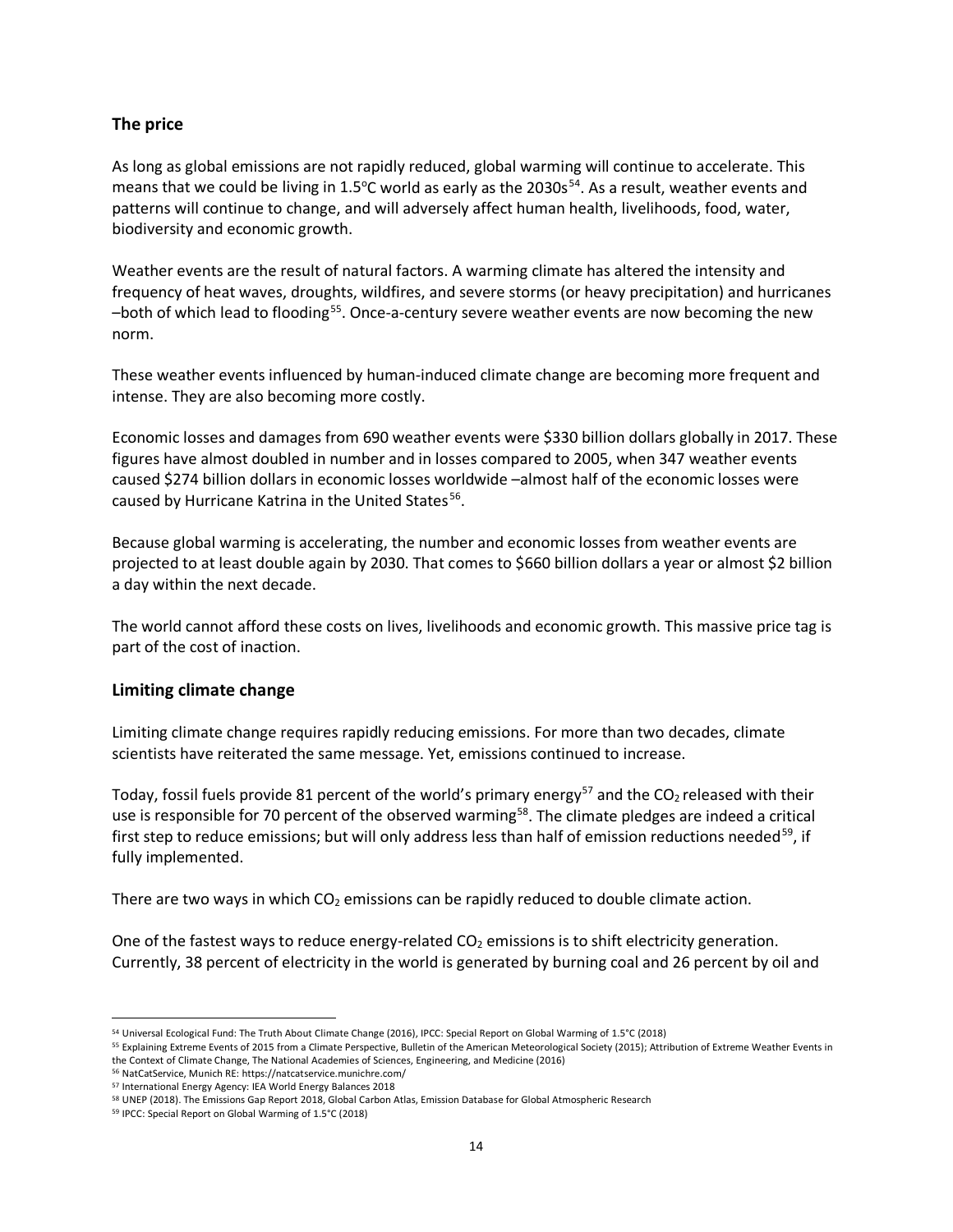## The price

As long as global emissions are not rapidly reduced, global warming will continue to accelerate. This means that we could be living in 1.5°C world as early as the 2030s[54]. As a result, weather events and patterns will continue to change, and will adversely affect human health, livelihoods, food, water, biodiversity and economic growth.

Weather events are the result of natural factors. A warming climate has altered the intensity and frequency of heat waves, droughts, wildfires, and severe storms (or heavy precipitation) and hurricanes –both of which lead to flooding[55]. Once-a-century severe weather events are now becoming the new norm.

These weather events influenced by human-induced climate change are becoming more frequent and intense. They are also becoming more costly.

Economic losses and damages from 690 weather events were $330 billion dollars globally in 2017. These figures have almost doubled in number and in losses compared to 2005, when 347 weather events caused $274 billion dollars in economic losses worldwide –almost half of the economic losses were caused by Hurricane Katrina in the United States[56].

Because global warming is accelerating, the number and economic losses from weather events are projected to at least double again by 2030. That comes to $660 billion dollars a year or almost $2 billion a day within the next decade.

The world cannot afford these costs on lives, livelihoods and economic growth. This massive price tag is part of the cost of inaction.

## Limiting climate change

Limiting climate change requires rapidly reducing emissions. For more than two decades, climate scientists have reiterated the same message. Yet, emissions continued to increase.

Today, fossil fuels provide 81 percent of the world's primary energy[57] and the $CO_2$ released with their use is responsible for 70 percent of the observed warming[58]. The climate pledges are indeed a critical first step to reduce emissions; but will only address less than half of emission reductions needed[59], if fully implemented.

There are two ways in which $CO_2$ emissions can be rapidly reduced to double climate action.

One of the fastest ways to reduce energy-related $CO_2$ emissions is to shift electricity generation. Currently, 38 percent of electricity in the world is generated by burning coal and 26 percent by oil and

---

[54] Universal Ecological Fund: The Truth About Climate Change (2016), IPCC: Special Report on Global Warming of 1.5°C (2018)

[55] Explaining Extreme Events of 2015 from a Climate Perspective, Bulletin of the American Meteorological Society (2015); Attribution of Extreme Weather Events in the Context of Climate Change, The National Academies of Sciences, Engineering, and Medicine (2016)

[56] NatCatService, Munich RE: https://natcatservice.munichre.com/

[57] International Energy Agency: IEA World Energy Balances 2018

[58] UNEP (2018). The Emissions Gap Report 2018, Global Carbon Atlas, Emission Database for Global Atmospheric Research

[59] IPCC: Special Report on Global Warming of 1.5°C (2018)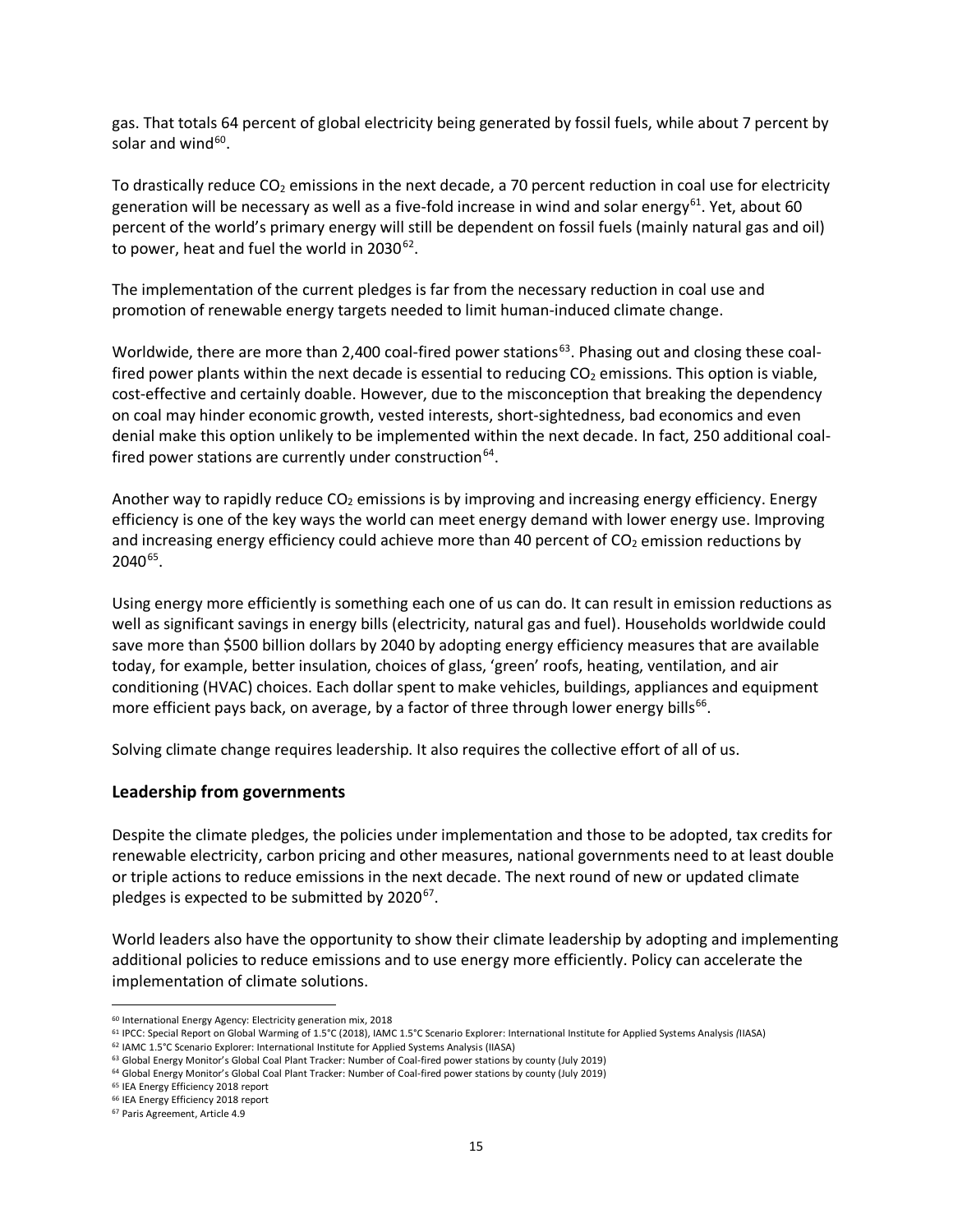gas. That totals 64 percent of global electricity being generated by fossil fuels, while about 7 percent by solar and wind[60].

To drastically reduce $CO_2$ emissions in the next decade, a 70 percent reduction in coal use for electricity generation will be necessary as well as a five-fold increase in wind and solar energy[61]. Yet, about 60 percent of the world's primary energy will still be dependent on fossil fuels (mainly natural gas and oil) to power, heat and fuel the world in 2030[62].

The implementation of the current pledges is far from the necessary reduction in coal use and promotion of renewable energy targets needed to limit human-induced climate change.

Worldwide, there are more than 2,400 coal-fired power stations[63]. Phasing out and closing these coal-fired power plants within the next decade is essential to reducing $CO_2$ emissions. This option is viable, cost-effective and certainly doable. However, due to the misconception that breaking the dependency on coal may hinder economic growth, vested interests, short-sightedness, bad economics and even denial make this option unlikely to be implemented within the next decade. In fact, 250 additional coal-fired power stations are currently under construction[64].

Another way to rapidly reduce $CO_2$ emissions is by improving and increasing energy efficiency. Energy efficiency is one of the key ways the world can meet energy demand with lower energy use. Improving and increasing energy efficiency could achieve more than 40 percent of $CO_2$ emission reductions by 2040[65].

Using energy more efficiently is something each one of us can do. It can result in emission reductions as well as significant savings in energy bills (electricity, natural gas and fuel). Households worldwide could save more than $500 billion dollars by 2040 by adopting energy efficiency measures that are available today, for example, better insulation, choices of glass, 'green' roofs, heating, ventilation, and air conditioning (HVAC) choices. Each dollar spent to make vehicles, buildings, appliances and equipment more efficient pays back, on average, by a factor of three through lower energy bills[66].

Solving climate change requires leadership. It also requires the collective effort of all of us.

## Leadership from governments

Despite the climate pledges, the policies under implementation and those to be adopted, tax credits for renewable electricity, carbon pricing and other measures, national governments need to at least double or triple actions to reduce emissions in the next decade. The next round of new or updated climate pledges is expected to be submitted by 2020[67].

World leaders also have the opportunity to show their climate leadership by adopting and implementing additional policies to reduce emissions and to use energy more efficiently. Policy can accelerate the implementation of climate solutions.

---

[60] International Energy Agency: Electricity generation mix, 2018

[61] IPCC: Special Report on Global Warming of 1.5°C (2018), IAMC 1.5°C Scenario Explorer: International Institute for Applied Systems Analysis (IIASA)

[62] IAMC 1.5°C Scenario Explorer: International Institute for Applied Systems Analysis (IIASA)

[63] Global Energy Monitor's Global Coal Plant Tracker: Number of Coal-fired power stations by county (July 2019)

[64] Global Energy Monitor's Global Coal Plant Tracker: Number of Coal-fired power stations by county (July 2019)

[65] IEA Energy Efficiency 2018 report

[66] IEA Energy Efficiency 2018 report

[67] Paris Agreement, Article 4.9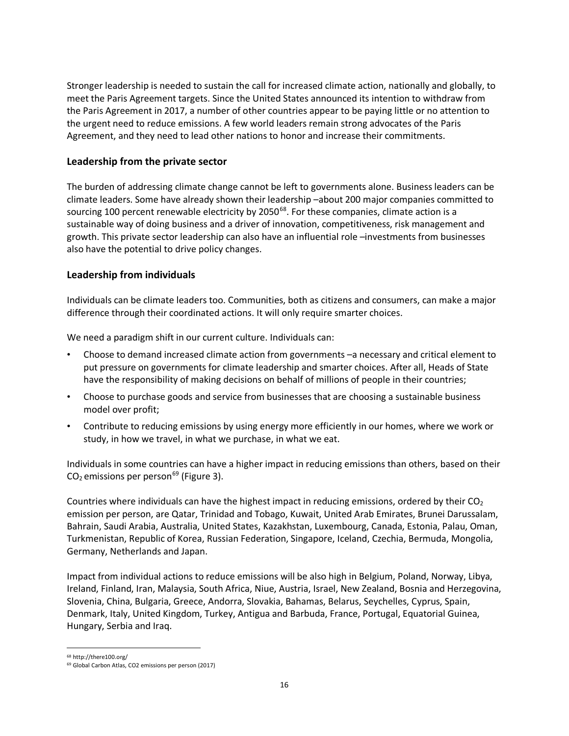Stronger leadership is needed to sustain the call for increased climate action, nationally and globally, to meet the Paris Agreement targets. Since the United States announced its intention to withdraw from the Paris Agreement in 2017, a number of other countries appear to be paying little or no attention to the urgent need to reduce emissions. A few world leaders remain strong advocates of the Paris Agreement, and they need to lead other nations to honor and increase their commitments.

### Leadership from the private sector

The burden of addressing climate change cannot be left to governments alone. Business leaders can be climate leaders. Some have already shown their leadership –about 200 major companies committed to sourcing 100 percent renewable electricity by 2050[68]. For these companies, climate action is a sustainable way of doing business and a driver of innovation, competitiveness, risk management and growth. This private sector leadership can also have an influential role –investments from businesses also have the potential to drive policy changes.

### Leadership from individuals

Individuals can be climate leaders too. Communities, both as citizens and consumers, can make a major difference through their coordinated actions. It will only require smarter choices.

We need a paradigm shift in our current culture. Individuals can:

- Choose to demand increased climate action from governments –a necessary and critical element to put pressure on governments for climate leadership and smarter choices. After all, Heads of State have the responsibility of making decisions on behalf of millions of people in their countries;
- Choose to purchase goods and service from businesses that are choosing a sustainable business model over profit;
- Contribute to reducing emissions by using energy more efficiently in our homes, where we work or study, in how we travel, in what we purchase, in what we eat.

Individuals in some countries can have a higher impact in reducing emissions than others, based on their $CO_2$ emissions per person[69] (Figure 3).

Countries where individuals can have the highest impact in reducing emissions, ordered by their $CO_2$ emission per person, are Qatar, Trinidad and Tobago, Kuwait, United Arab Emirates, Brunei Darussalam, Bahrain, Saudi Arabia, Australia, United States, Kazakhstan, Luxembourg, Canada, Estonia, Palau, Oman, Turkmenistan, Republic of Korea, Russian Federation, Singapore, Iceland, Czechia, Bermuda, Mongolia, Germany, Netherlands and Japan.

Impact from individual actions to reduce emissions will be also high in Belgium, Poland, Norway, Libya, Ireland, Finland, Iran, Malaysia, South Africa, Niue, Austria, Israel, New Zealand, Bosnia and Herzegovina, Slovenia, China, Bulgaria, Greece, Andorra, Slovakia, Bahamas, Belarus, Seychelles, Cyprus, Spain, Denmark, Italy, United Kingdom, Turkey, Antigua and Barbuda, France, Portugal, Equatorial Guinea, Hungary, Serbia and Iraq.

[68] http://there100.org/

[69] Global Carbon Atlas, CO2 emissions per person (2017)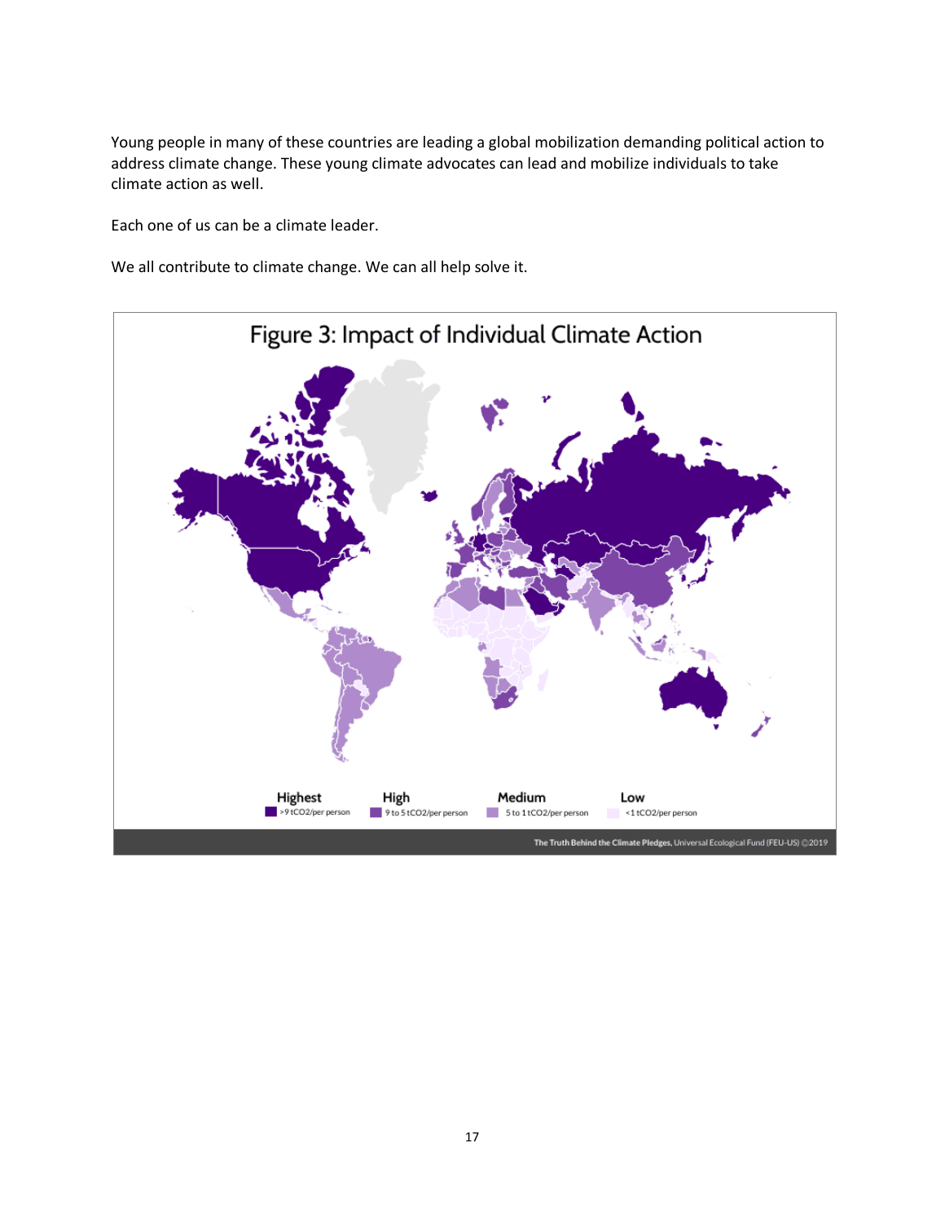Young people in many of these countries are leading a global mobilization demanding political action to address climate change. These young climate advocates can lead and mobilize individuals to take climate action as well.

Each one of us can be a climate leader.

We all contribute to climate change. We can all help solve it.

Figure 3: Impact of Individual Climate Action

Highest >9 tCO2/per person | High 9 to 5 tCO2/per person | Medium 5 to 1 tCO2/per person | Low <1 tCO2/per person

The Truth Behind the Climate Pledges, Universal Ecological Fund (FEU-US) ©2019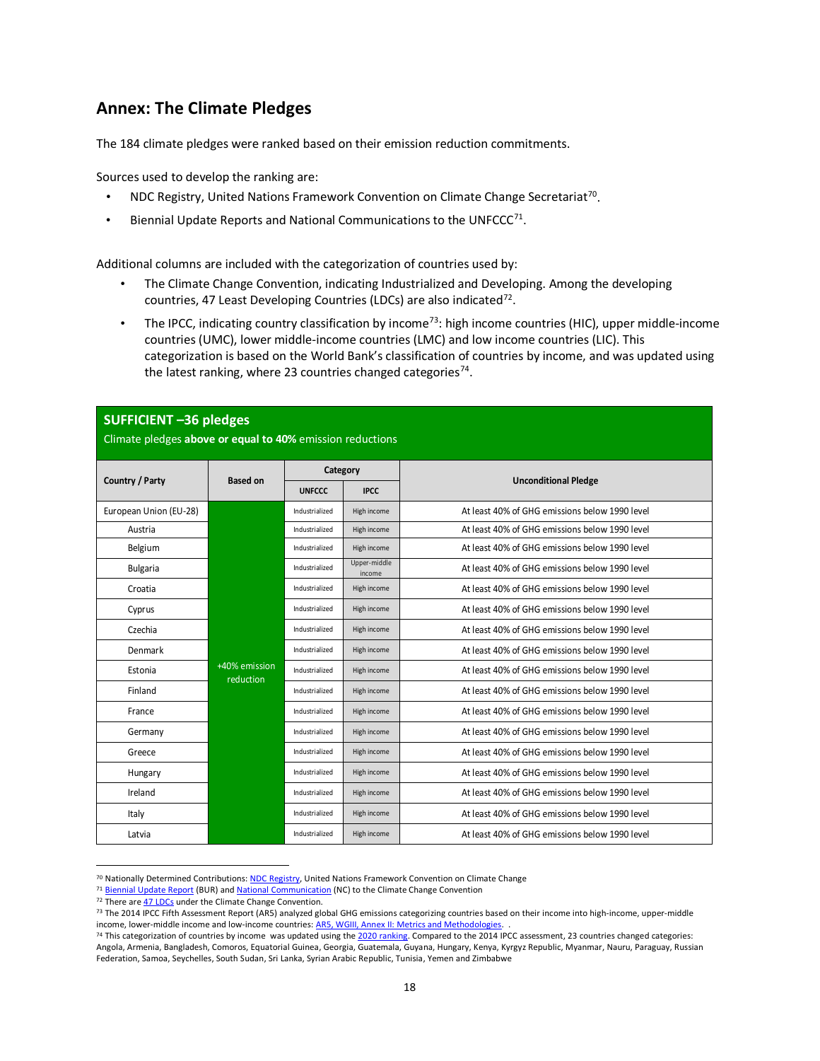## Annex: The Climate Pledges

The 184 climate pledges were ranked based on their emission reduction commitments.

Sources used to develop the ranking are:

- NDC Registry, United Nations Framework Convention on Climate Change Secretariat[70].
- Biennial Update Reports and National Communications to the UNFCCC[71].

Additional columns are included with the categorization of countries used by:

- The Climate Change Convention, indicating Industrialized and Developing. Among the developing countries, 47 Least Developing Countries (LDCs) are also indicated[72].
- The IPCC, indicating country classification by income[73]: high income countries (HIC), upper middle-income countries (UMC), lower middle-income countries (LMC) and low income countries (LIC). This categorization is based on the World Bank's classification of countries by income, and was updated using the latest ranking, where 23 countries changed categories[74].

**SUFFICIENT –36 pledges**

Climate pledges **above or equal to 40%** emission reductions

| Country / Party | Based on | Category | | Unconditional Pledge |
|---|---|---|---|---|
| | | UNFCCC | IPCC | |
| European Union (EU-28) | +40% emission reduction | Industrialized | High income | At least 40% of GHG emissions below 1990 level |
| Austria | | Industrialized | High income | At least 40% of GHG emissions below 1990 level |
| Belgium | | Industrialized | High income | At least 40% of GHG emissions below 1990 level |
| Bulgaria | | Industrialized | Upper-middle income | At least 40% of GHG emissions below 1990 level |
| Croatia | | Industrialized | High income | At least 40% of GHG emissions below 1990 level |
| Cyprus | | Industrialized | High income | At least 40% of GHG emissions below 1990 level |
| Czechia | | Industrialized | High income | At least 40% of GHG emissions below 1990 level |
| Denmark | | Industrialized | High income | At least 40% of GHG emissions below 1990 level |
| Estonia | | Industrialized | High income | At least 40% of GHG emissions below 1990 level |
| Finland | | Industrialized | High income | At least 40% of GHG emissions below 1990 level |
| France | | Industrialized | High income | At least 40% of GHG emissions below 1990 level |
| Germany | | Industrialized | High income | At least 40% of GHG emissions below 1990 level |
| Greece | | Industrialized | High income | At least 40% of GHG emissions below 1990 level |
| Hungary | | Industrialized | High income | At least 40% of GHG emissions below 1990 level |
| Ireland | | Industrialized | High income | At least 40% of GHG emissions below 1990 level |
| Italy | | Industrialized | High income | At least 40% of GHG emissions below 1990 level |
| Latvia | | Industrialized | High income | At least 40% of GHG emissions below 1990 level |

[70] Nationally Determined Contributions: NDC Registry, United Nations Framework Convention on Climate Change

[71] Biennial Update Report (BUR) and National Communication (NC) to the Climate Change Convention

[72] There are 47 LDCs under the Climate Change Convention.

[73] The 2014 IPCC Fifth Assessment Report (AR5) analyzed global GHG emissions categorizing countries based on their income into high-income, upper-middle income, lower-middle income and low-income countries: AR5, WGIII, Annex II: Metrics and Methodologies. .

[74] This categorization of countries by income was updated using the 2020 ranking. Compared to the 2014 IPCC assessment, 23 countries changed categories: Angola, Armenia, Bangladesh, Comoros, Equatorial Guinea, Georgia, Guatemala, Guyana, Hungary, Kenya, Kyrgyz Republic, Myanmar, Nauru, Paraguay, Russian Federation, Samoa, Seychelles, South Sudan, Sri Lanka, Syrian Arabic Republic, Tunisia, Yemen and Zimbabwe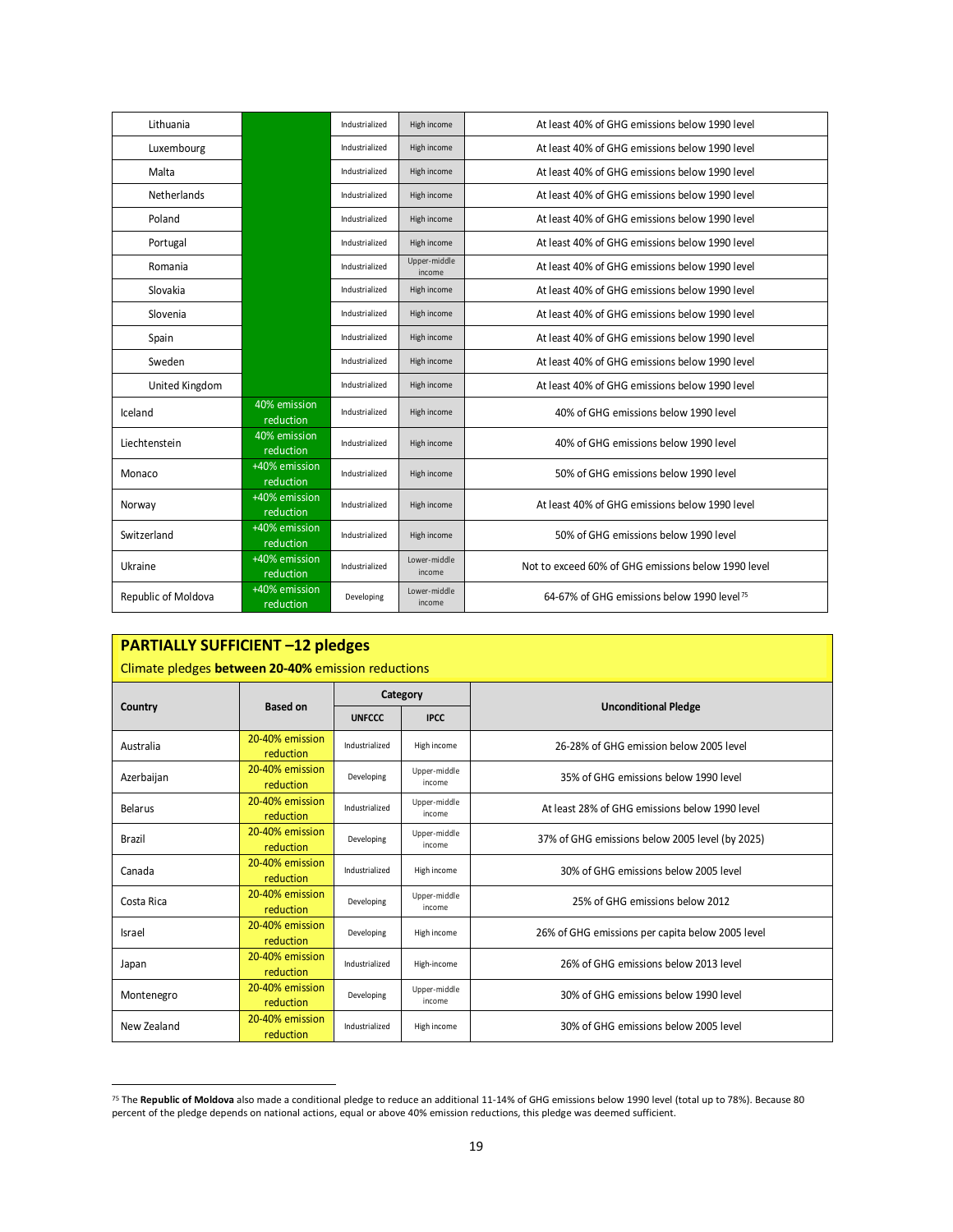| | | | | |
|---|---|---|---|---|
| Lithuania | | Industrialized | High income | At least 40% of GHG emissions below 1990 level |
| Luxembourg | | Industrialized | High income | At least 40% of GHG emissions below 1990 level |
| Malta | | Industrialized | High income | At least 40% of GHG emissions below 1990 level |
| Netherlands | | Industrialized | High income | At least 40% of GHG emissions below 1990 level |
| Poland | | Industrialized | High income | At least 40% of GHG emissions below 1990 level |
| Portugal | | Industrialized | High income | At least 40% of GHG emissions below 1990 level |
| Romania | | Industrialized | Upper-middle income | At least 40% of GHG emissions below 1990 level |
| Slovakia | | Industrialized | High income | At least 40% of GHG emissions below 1990 level |
| Slovenia | | Industrialized | High income | At least 40% of GHG emissions below 1990 level |
| Spain | | Industrialized | High income | At least 40% of GHG emissions below 1990 level |
| Sweden | | Industrialized | High income | At least 40% of GHG emissions below 1990 level |
| United Kingdom | | Industrialized | High income | At least 40% of GHG emissions below 1990 level |
| Iceland | 40% emission reduction | Industrialized | High income | 40% of GHG emissions below 1990 level |
| Liechtenstein | 40% emission reduction | Industrialized | High income | 40% of GHG emissions below 1990 level |
| Monaco | +40% emission reduction | Industrialized | High income | 50% of GHG emissions below 1990 level |
| Norway | +40% emission reduction | Industrialized | High income | At least 40% of GHG emissions below 1990 level |
| Switzerland | +40% emission reduction | Industrialized | High income | 50% of GHG emissions below 1990 level |
| Ukraine | +40% emission reduction | Industrialized | Lower-middle income | Not to exceed 60% of GHG emissions below 1990 level |
| Republic of Moldova | +40% emission reduction | Developing | Lower-middle income | 64-67% of GHG emissions below 1990 level[75] |

**PARTIALLY SUFFICIENT –12 pledges**

Climate pledges **between 20-40%** emission reductions

| Country | Based on | Category | | Unconditional Pledge |
|---|---|---|---|---|
| | | UNFCCC | IPCC | |
| Australia | 20-40% emission reduction | Industrialized | High income | 26-28% of GHG emission below 2005 level |
| Azerbaijan | 20-40% emission reduction | Developing | Upper-middle income | 35% of GHG emissions below 1990 level |
| Belarus | 20-40% emission reduction | Industrialized | Upper-middle income | At least 28% of GHG emissions below 1990 level |
| Brazil | 20-40% emission reduction | Developing | Upper-middle income | 37% of GHG emissions below 2005 level (by 2025) |
| Canada | 20-40% emission reduction | Industrialized | High income | 30% of GHG emissions below 2005 level |
| Costa Rica | 20-40% emission reduction | Developing | Upper-middle income | 25% of GHG emissions below 2012 |
| Israel | 20-40% emission reduction | Developing | High income | 26% of GHG emissions per capita below 2005 level |
| Japan | 20-40% emission reduction | Industrialized | High-income | 26% of GHG emissions below 2013 level |
| Montenegro | 20-40% emission reduction | Developing | Upper-middle income | 30% of GHG emissions below 1990 level |
| New Zealand | 20-40% emission reduction | Industrialized | High income | 30% of GHG emissions below 2005 level |

[75] The **Republic of Moldova** also made a conditional pledge to reduce an additional 11-14% of GHG emissions below 1990 level (total up to 78%). Because 80 percent of the pledge depends on national actions, equal or above 40% emission reductions, this pledge was deemed sufficient.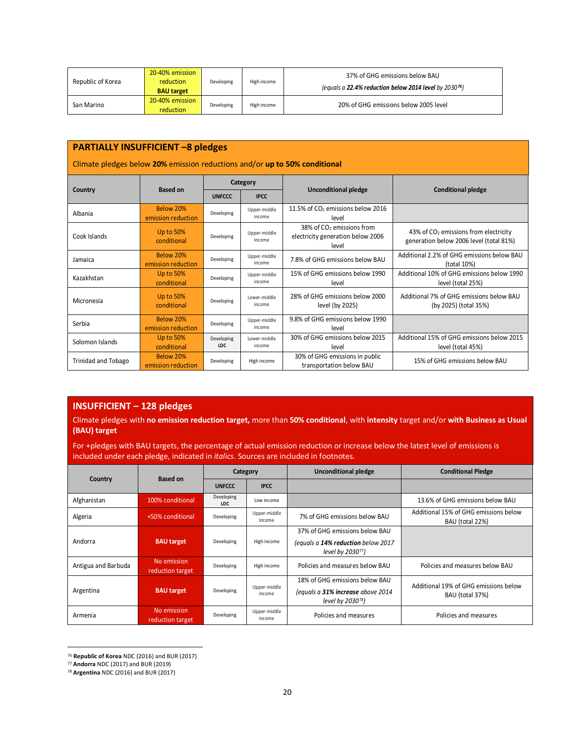| Republic of Korea | 20-40% emission reduction **BAU target** | Developing | High income | 37% of GHG emissions below BAU *(equals a **22.4% reduction below 2014 level** by 2030[76])* |
|---|---|---|---|---|
| San Marino | 20-40% emission reduction | Developing | High income | 20% of GHG emissions below 2005 level |

## PARTIALLY INSUFFICIENT –8 pledges

Climate pledges below **20%** emission reductions and/or **up to 50% conditional**

| Country | Based on | Category | | Unconditional pledge | Conditional pledge |
|---|---|---|---|---|---|
| | | UNFCCC | IPCC | | |
| Albania | Below 20% emission reduction | Developing | Upper-middle income | 11.5% of $CO_2$ emissions below 2016 level | |
| Cook Islands | Up to 50% conditional | Developing | Upper-middle income | 38% of $CO_2$ emissions from electricity generation below 2006 level | 43% of $CO_2$ emissions from electricity generation below 2006 level (total 81%) |
| Jamaica | Below 20% emission reduction | Developing | Upper-middle income | 7.8% of GHG emissions below BAU | Additional 2.2% of GHG emissions below BAU (total 10%) |
| Kazakhstan | Up to 50% conditional | Developing | Upper-middle income | 15% of GHG emissions below 1990 level | Additional 10% of GHG emissions below 1990 level (total 25%) |
| Micronesia | Up to 50% conditional | Developing | Lower-middle income | 28% of GHG emissions below 2000 level (by 2025) | Additional 7% of GHG emissions below BAU (by 2025) (total 35%) |
| Serbia | Below 20% emission reduction | Developing | Upper-middle income | 9.8% of GHG emissions below 1990 level | |
| Solomon Islands | Up to 50% conditional | Developing LDC | Lower-middle income | 30% of GHG emissions below 2015 level | Additional 15% of GHG emissions below 2015 level (total 45%) |
| Trinidad and Tobago | Below 20% emission reduction | Developing | High income | 30% of GHG emissions in public transportation below BAU | 15% of GHG emissions below BAU |

## INSUFFICIENT – 128 pledges

Climate pledges with **no emission reduction target,** more than **50% conditional**, with **intensity** target and/or **with Business as Usual (BAU) target**

For +pledges with BAU targets, the percentage of actual emission reduction or increase below the latest level of emissions is included under each pledge, indicated in *italics*. Sources are included in footnotes.

| Country | Based on | Category | | Unconditional pledge | Conditional Pledge |
|---|---|---|---|---|---|
| | | UNFCCC | IPCC | | |
| Afghanistan | 100% conditional | Developing LDC | Low income | | 13.6% of GHG emissions below BAU |
| Algeria | +50% conditional | Developing | Upper-middle income | 7% of GHG emissions below BAU | Additional 15% of GHG emissions below BAU (total 22%) |
| Andorra | **BAU target** | Developing | High income | 37% of GHG emissions below BAU *(equals a **14% reduction** below 2017 level by 2030[77])* | |
| Antigua and Barbuda | No emission reduction target | Developing | High income | Policies and measures below BAU | Policies and measures below BAU |
| Argentina | **BAU target** | Developing | Upper-middle income | 18% of GHG emissions below BAU *(equals a **31% increase** above 2014 level by 2030[78])* | Additional 19% of GHG emissions below BAU (total 37%) |
| Armenia | No emission reduction target | Developing | Upper-middle income | Policies and measures | Policies and measures |

[76] **Republic of Korea** NDC (2016) and BUR (2017)
[77] **Andorra** NDC (2017) and BUR (2019)
[78] **Argentina** NDC (2016) and BUR (2017)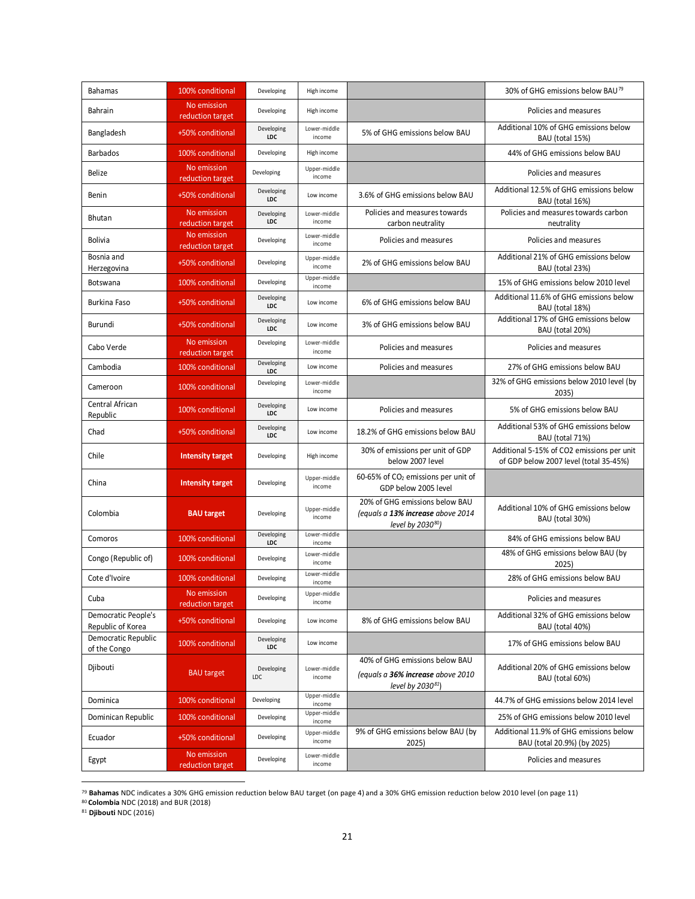| | | | | | |
|---|---|---|---|---|---|
| Bahamas | 100% conditional | Developing | High income | | 30% of GHG emissions below BAU[79] |
| Bahrain | No emission reduction target | Developing | High income | | Policies and measures |
| Bangladesh | +50% conditional | Developing LDC | Lower-middle income | 5% of GHG emissions below BAU | Additional 10% of GHG emissions below BAU (total 15%) |
| Barbados | 100% conditional | Developing | High income | | 44% of GHG emissions below BAU |
| Belize | No emission reduction target | Developing | Upper-middle income | | Policies and measures |
| Benin | +50% conditional | Developing LDC | Low income | 3.6% of GHG emissions below BAU | Additional 12.5% of GHG emissions below BAU (total 16%) |
| Bhutan | No emission reduction target | Developing LDC | Lower-middle income | Policies and measures towards carbon neutrality | Policies and measures towards carbon neutrality |
| Bolivia | No emission reduction target | Developing | Lower-middle income | Policies and measures | Policies and measures |
| Bosnia and Herzegovina | +50% conditional | Developing | Upper-middle income | 2% of GHG emissions below BAU | Additional 21% of GHG emissions below BAU (total 23%) |
| Botswana | 100% conditional | Developing | Upper-middle income | | 15% of GHG emissions below 2010 level |
| Burkina Faso | +50% conditional | Developing LDC | Low income | 6% of GHG emissions below BAU | Additional 11.6% of GHG emissions below BAU (total 18%) |
| Burundi | +50% conditional | Developing LDC | Low income | 3% of GHG emissions below BAU | Additional 17% of GHG emissions below BAU (total 20%) |
| Cabo Verde | No emission reduction target | Developing | Lower-middle income | Policies and measures | Policies and measures |
| Cambodia | 100% conditional | Developing LDC | Low income | Policies and measures | 27% of GHG emissions below BAU |
| Cameroon | 100% conditional | Developing | Lower-middle income | | 32% of GHG emissions below 2010 level (by 2035) |
| Central African Republic | 100% conditional | Developing LDC | Low income | Policies and measures | 5% of GHG emissions below BAU |
| Chad | +50% conditional | Developing LDC | Low income | 18.2% of GHG emissions below BAU | Additional 53% of GHG emissions below BAU (total 71%) |
| Chile | **Intensity target** | Developing | High income | 30% of emissions per unit of GDP below 2007 level | Additional 5-15% of CO2 emissions per unit of GDP below 2007 level (total 35-45%) |
| China | **Intensity target** | Developing | Upper-middle income | 60-65% of $CO_2$ emissions per unit of GDP below 2005 level | |
| Colombia | **BAU target** | Developing | Upper-middle income | 20% of GHG emissions below BAU *(equals a **13% increase** above 2014 level by 2030[80])* | Additional 10% of GHG emissions below BAU (total 30%) |
| Comoros | 100% conditional | Developing LDC | Lower-middle income | | 84% of GHG emissions below BAU |
| Congo (Republic of) | 100% conditional | Developing | Lower-middle income | | 48% of GHG emissions below BAU (by 2025) |
| Cote d'Ivoire | 100% conditional | Developing | Lower-middle income | | 28% of GHG emissions below BAU |
| Cuba | No emission reduction target | Developing | Upper-middle income | | Policies and measures |
| Democratic People's Republic of Korea | +50% conditional | Developing | Low income | 8% of GHG emissions below BAU | Additional 32% of GHG emissions below BAU (total 40%) |
| Democratic Republic of the Congo | 100% conditional | Developing LDC | Low income | | 17% of GHG emissions below BAU |
| Djibouti | BAU target | Developing LDC | Lower-middle income | 40% of GHG emissions below BAU *(equals a **36% increase** above 2010 level by 2030[81])* | Additional 20% of GHG emissions below BAU (total 60%) |
| Dominica | 100% conditional | Developing | Upper-middle income | | 44.7% of GHG emissions below 2014 level |
| Dominican Republic | 100% conditional | Developing | Upper-middle income | | 25% of GHG emissions below 2010 level |
| Ecuador | +50% conditional | Developing | Upper-middle income | 9% of GHG emissions below BAU (by 2025) | Additional 11.9% of GHG emissions below BAU (total 20.9%) (by 2025) |
| Egypt | No emission reduction target | Developing | Lower-middle income | | Policies and measures |

[79] **Bahamas** NDC indicates a 30% GHG emission reduction below BAU target (on page 4) and a 30% GHG emission reduction below 2010 level (on page 11)
[80] **Colombia** NDC (2018) and BUR (2018)
[81] **Djibouti** NDC (2016)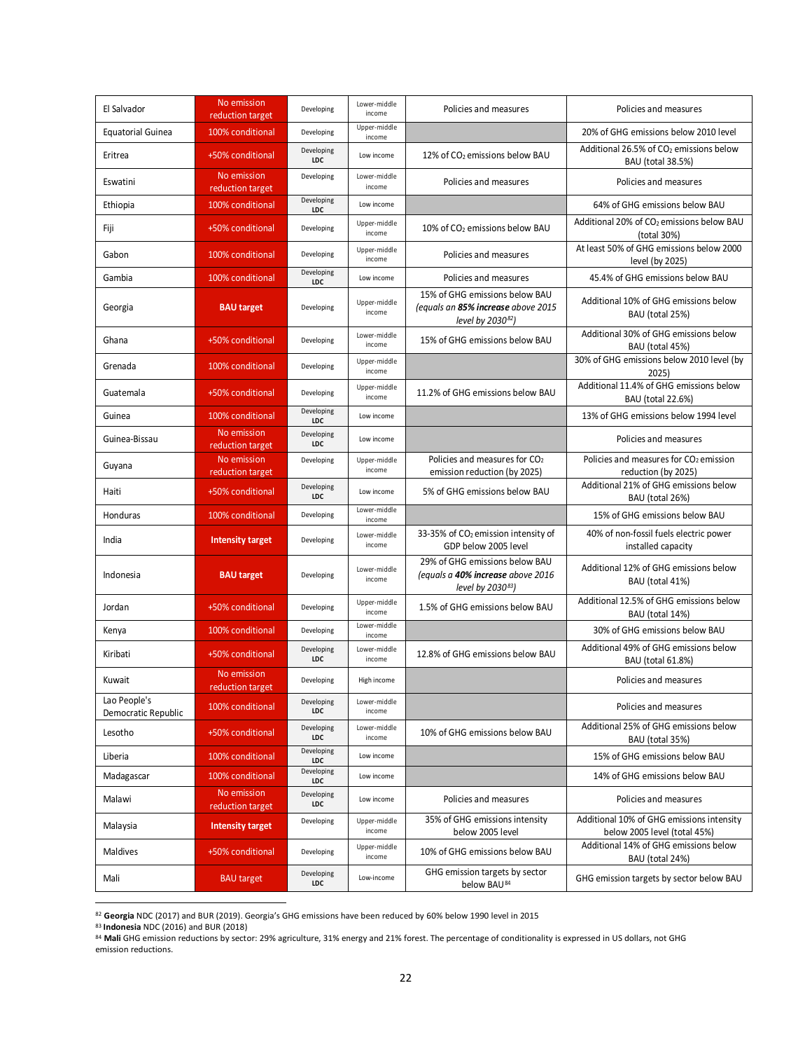| | | | | | |
|---|---|---|---|---|---|
| El Salvador | No emission reduction target | Developing | Lower-middle income | Policies and measures | Policies and measures |
| Equatorial Guinea | 100% conditional | Developing | Upper-middle income | | 20% of GHG emissions below 2010 level |
| Eritrea | +50% conditional | Developing LDC | Low income | 12% of $CO_2$ emissions below BAU | Additional 26.5% of $CO_2$ emissions below BAU (total 38.5%) |
| Eswatini | No emission reduction target | Developing | Lower-middle income | Policies and measures | Policies and measures |
| Ethiopia | 100% conditional | Developing LDC | Low income | | 64% of GHG emissions below BAU |
| Fiji | +50% conditional | Developing | Upper-middle income | 10% of $CO_2$ emissions below BAU | Additional 20% of $CO_2$ emissions below BAU (total 30%) |
| Gabon | 100% conditional | Developing | Upper-middle income | Policies and measures | At least 50% of GHG emissions below 2000 level (by 2025) |
| Gambia | 100% conditional | Developing LDC | Low income | Policies and measures | 45.4% of GHG emissions below BAU |
| Georgia | **BAU target** | Developing | Upper-middle income | 15% of GHG emissions below BAU *(equals an **85% increase** above 2015 level by 2030[82])* | Additional 10% of GHG emissions below BAU (total 25%) |
| Ghana | +50% conditional | Developing | Lower-middle income | 15% of GHG emissions below BAU | Additional 30% of GHG emissions below BAU (total 45%) |
| Grenada | 100% conditional | Developing | Upper-middle income | | 30% of GHG emissions below 2010 level (by 2025) |
| Guatemala | +50% conditional | Developing | Upper-middle income | 11.2% of GHG emissions below BAU | Additional 11.4% of GHG emissions below BAU (total 22.6%) |
| Guinea | 100% conditional | Developing LDC | Low income | | 13% of GHG emissions below 1994 level |
| Guinea-Bissau | No emission reduction target | Developing LDC | Low income | | Policies and measures |
| Guyana | No emission reduction target | Developing | Upper-middle income | Policies and measures for $CO_2$ emission reduction (by 2025) | Policies and measures for $CO_2$ emission reduction (by 2025) |
| Haiti | +50% conditional | Developing LDC | Low income | 5% of GHG emissions below BAU | Additional 21% of GHG emissions below BAU (total 26%) |
| Honduras | 100% conditional | Developing | Lower-middle income | | 15% of GHG emissions below BAU |
| India | **Intensity target** | Developing | Lower-middle income | 33-35% of $CO_2$ emission intensity of GDP below 2005 level | 40% of non-fossil fuels electric power installed capacity |
| Indonesia | **BAU target** | Developing | Lower-middle income | 29% of GHG emissions below BAU *(equals a **40% increase** above 2016 level by 2030[83])* | Additional 12% of GHG emissions below BAU (total 41%) |
| Jordan | +50% conditional | Developing | Upper-middle income | 1.5% of GHG emissions below BAU | Additional 12.5% of GHG emissions below BAU (total 14%) |
| Kenya | 100% conditional | Developing | Lower-middle income | | 30% of GHG emissions below BAU |
| Kiribati | +50% conditional | Developing LDC | Lower-middle income | 12.8% of GHG emissions below BAU | Additional 49% of GHG emissions below BAU (total 61.8%) |
| Kuwait | No emission reduction target | Developing | High income | | Policies and measures |
| Lao People's Democratic Republic | 100% conditional | Developing LDC | Lower-middle income | | Policies and measures |
| Lesotho | +50% conditional | Developing LDC | Lower-middle income | 10% of GHG emissions below BAU | Additional 25% of GHG emissions below BAU (total 35%) |
| Liberia | 100% conditional | Developing LDC | Low income | | 15% of GHG emissions below BAU |
| Madagascar | 100% conditional | Developing LDC | Low income | | 14% of GHG emissions below BAU |
| Malawi | No emission reduction target | Developing LDC | Low income | Policies and measures | Policies and measures |
| Malaysia | **Intensity target** | Developing | Upper-middle income | 35% of GHG emissions intensity below 2005 level | Additional 10% of GHG emissions intensity below 2005 level (total 45%) |
| Maldives | +50% conditional | Developing | Upper-middle income | 10% of GHG emissions below BAU | Additional 14% of GHG emissions below BAU (total 24%) |
| Mali | BAU target | Developing LDC | Low-income | GHG emission targets by sector below BAU[84] | GHG emission targets by sector below BAU |

[82] **Georgia** NDC (2017) and BUR (2019). Georgia's GHG emissions have been reduced by 60% below 1990 level in 2015

[83] **Indonesia** NDC (2016) and BUR (2018)

[84] **Mali** GHG emission reductions by sector: 29% agriculture, 31% energy and 21% forest. The percentage of conditionality is expressed in US dollars, not GHG emission reductions.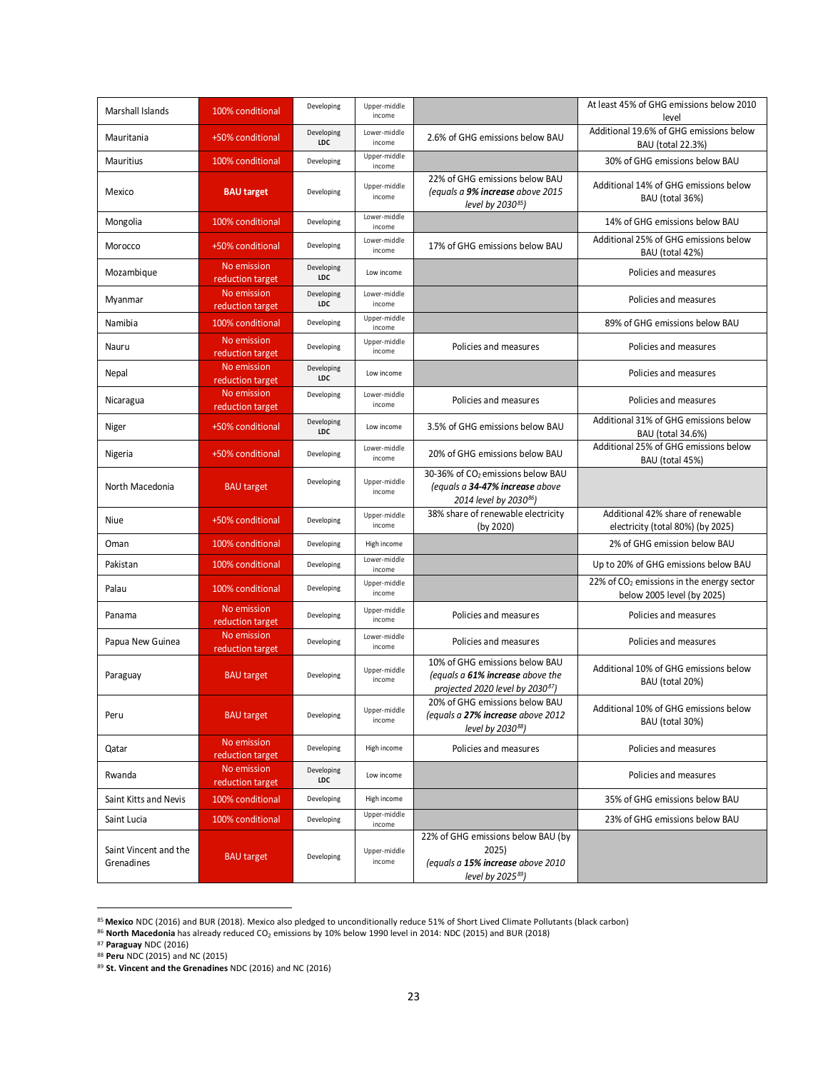| | | | | | |
|---|---|---|---|---|---|
| Marshall Islands | 100% conditional | Developing | Upper-middle income | | At least 45% of GHG emissions below 2010 level |
| Mauritania | +50% conditional | Developing LDC | Lower-middle income | 2.6% of GHG emissions below BAU | Additional 19.6% of GHG emissions below BAU (total 22.3%) |
| Mauritius | 100% conditional | Developing | Upper-middle income | | 30% of GHG emissions below BAU |
| Mexico | **BAU target** | Developing | Upper-middle income | 22% of GHG emissions below BAU *(equals a **9% increase** above 2015 level by 2030[85])* | Additional 14% of GHG emissions below BAU (total 36%) |
| Mongolia | 100% conditional | Developing | Lower-middle income | | 14% of GHG emissions below BAU |
| Morocco | +50% conditional | Developing | Lower-middle income | 17% of GHG emissions below BAU | Additional 25% of GHG emissions below BAU (total 42%) |
| Mozambique | No emission reduction target | Developing LDC | Low income | | Policies and measures |
| Myanmar | No emission reduction target | Developing LDC | Lower-middle income | | Policies and measures |
| Namibia | 100% conditional | Developing | Upper-middle income | | 89% of GHG emissions below BAU |
| Nauru | No emission reduction target | Developing | Upper-middle income | Policies and measures | Policies and measures |
| Nepal | No emission reduction target | Developing LDC | Low income | | Policies and measures |
| Nicaragua | No emission reduction target | Developing | Lower-middle income | Policies and measures | Policies and measures |
| Niger | +50% conditional | Developing LDC | Low income | 3.5% of GHG emissions below BAU | Additional 31% of GHG emissions below BAU (total 34.6%) |
| Nigeria | +50% conditional | Developing | Lower-middle income | 20% of GHG emissions below BAU | Additional 25% of GHG emissions below BAU (total 45%) |
| North Macedonia | BAU target | Developing | Upper-middle income | 30-36% of $CO_2$ emissions below BAU *(equals a **34-47% increase** above 2014 level by 2030[86])* | |
| Niue | +50% conditional | Developing | Upper-middle income | 38% share of renewable electricity (by 2020) | Additional 42% share of renewable electricity (total 80%) (by 2025) |
| Oman | 100% conditional | Developing | High income | | 2% of GHG emission below BAU |
| Pakistan | 100% conditional | Developing | Lower-middle income | | Up to 20% of GHG emissions below BAU |
| Palau | 100% conditional | Developing | Upper-middle income | | 22% of $CO_2$ emissions in the energy sector below 2005 level (by 2025) |
| Panama | No emission reduction target | Developing | Upper-middle income | Policies and measures | Policies and measures |
| Papua New Guinea | No emission reduction target | Developing | Lower-middle income | Policies and measures | Policies and measures |
| Paraguay | BAU target | Developing | Upper-middle income | 10% of GHG emissions below BAU *(equals a **61% increase** above the projected 2020 level by 2030[87])* | Additional 10% of GHG emissions below BAU (total 20%) |
| Peru | BAU target | Developing | Upper-middle income | 20% of GHG emissions below BAU *(equals a **27% increase** above 2012 level by 2030[88])* | Additional 10% of GHG emissions below BAU (total 30%) |
| Qatar | No emission reduction target | Developing | High income | Policies and measures | Policies and measures |
| Rwanda | No emission reduction target | Developing LDC | Low income | | Policies and measures |
| Saint Kitts and Nevis | 100% conditional | Developing | High income | | 35% of GHG emissions below BAU |
| Saint Lucia | 100% conditional | Developing | Upper-middle income | | 23% of GHG emissions below BAU |
| Saint Vincent and the Grenadines | BAU target | Developing | Upper-middle income | 22% of GHG emissions below BAU (by 2025) *(equals a **15% increase** above 2010 level by 2025[89])* | |

[85] **Mexico** NDC (2016) and BUR (2018). Mexico also pledged to unconditionally reduce 51% of Short Lived Climate Pollutants (black carbon)

[86] **North Macedonia** has already reduced $CO_2$ emissions by 10% below 1990 level in 2014: NDC (2015) and BUR (2018)

[87] **Paraguay** NDC (2016)

[88] **Peru** NDC (2015) and NC (2015)

[89] **St. Vincent and the Grenadines** NDC (2016) and NC (2016)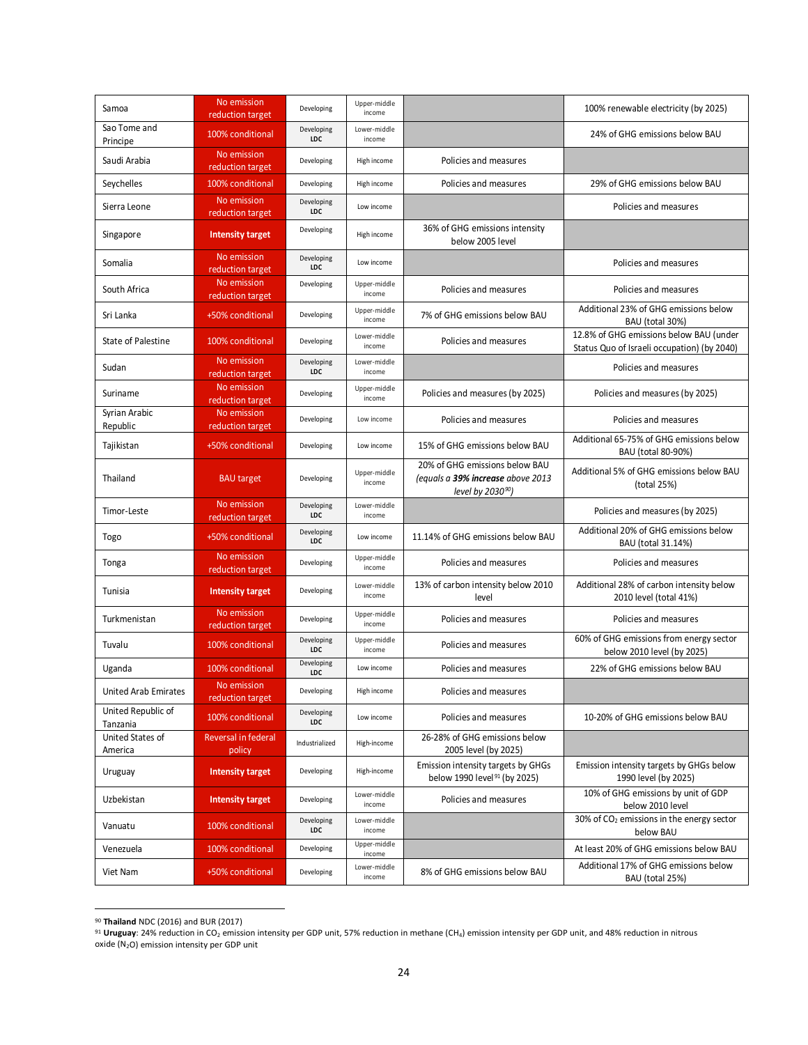| | | | | | |
|---|---|---|---|---|---|
| Samoa | No emission reduction target | Developing | Upper-middle income | | 100% renewable electricity (by 2025) |
| Sao Tome and Principe | 100% conditional | Developing LDC | Lower-middle income | | 24% of GHG emissions below BAU |
| Saudi Arabia | No emission reduction target | Developing | High income | Policies and measures | |
| Seychelles | 100% conditional | Developing | High income | Policies and measures | 29% of GHG emissions below BAU |
| Sierra Leone | No emission reduction target | Developing LDC | Low income | | Policies and measures |
| Singapore | **Intensity target** | Developing | High income | 36% of GHG emissions intensity below 2005 level | |
| Somalia | No emission reduction target | Developing LDC | Low income | | Policies and measures |
| South Africa | No emission reduction target | Developing | Upper-middle income | Policies and measures | Policies and measures |
| Sri Lanka | +50% conditional | Developing | Upper-middle income | 7% of GHG emissions below BAU | Additional 23% of GHG emissions below BAU (total 30%) |
| State of Palestine | 100% conditional | Developing | Lower-middle income | Policies and measures | 12.8% of GHG emissions below BAU (under Status Quo of Israeli occupation) (by 2040) |
| Sudan | No emission reduction target | Developing LDC | Lower-middle income | | Policies and measures |
| Suriname | No emission reduction target | Developing | Upper-middle income | Policies and measures (by 2025) | Policies and measures (by 2025) |
| Syrian Arabic Republic | No emission reduction target | Developing | Low income | Policies and measures | Policies and measures |
| Tajikistan | +50% conditional | Developing | Low income | 15% of GHG emissions below BAU | Additional 65-75% of GHG emissions below BAU (total 80-90%) |
| Thailand | BAU target | Developing | Upper-middle income | 20% of GHG emissions below BAU *(equals a **39% increase** above 2013 level by 2030[90])* | Additional 5% of GHG emissions below BAU (total 25%) |
| Timor-Leste | No emission reduction target | Developing LDC | Lower-middle income | | Policies and measures (by 2025) |
| Togo | +50% conditional | Developing LDC | Low income | 11.14% of GHG emissions below BAU | Additional 20% of GHG emissions below BAU (total 31.14%) |
| Tonga | No emission reduction target | Developing | Upper-middle income | Policies and measures | Policies and measures |
| Tunisia | **Intensity target** | Developing | Lower-middle income | 13% of carbon intensity below 2010 level | Additional 28% of carbon intensity below 2010 level (total 41%) |
| Turkmenistan | No emission reduction target | Developing | Upper-middle income | Policies and measures | Policies and measures |
| Tuvalu | 100% conditional | Developing LDC | Upper-middle income | Policies and measures | 60% of GHG emissions from energy sector below 2010 level (by 2025) |
| Uganda | 100% conditional | Developing LDC | Low income | Policies and measures | 22% of GHG emissions below BAU |
| United Arab Emirates | No emission reduction target | Developing | High income | Policies and measures | |
| United Republic of Tanzania | 100% conditional | Developing LDC | Low income | Policies and measures | 10-20% of GHG emissions below BAU |
| United States of America | Reversal in federal policy | Industrialized | High-income | 26-28% of GHG emissions below 2005 level (by 2025) | |
| Uruguay | **Intensity target** | Developing | High-income | Emission intensity targets by GHGs below 1990 level[91] (by 2025) | Emission intensity targets by GHGs below 1990 level (by 2025) |
| Uzbekistan | **Intensity target** | Developing | Lower-middle income | Policies and measures | 10% of GHG emissions by unit of GDP below 2010 level |
| Vanuatu | 100% conditional | Developing LDC | Lower-middle income | | 30% of $CO_2$ emissions in the energy sector below BAU |
| Venezuela | 100% conditional | Developing | Upper-middle income | | At least 20% of GHG emissions below BAU |
| Viet Nam | +50% conditional | Developing | Lower-middle income | 8% of GHG emissions below BAU | Additional 17% of GHG emissions below BAU (total 25%) |

[90] **Thailand** NDC (2016) and BUR (2017)

[91] **Uruguay**: 24% reduction in $CO_2$ emission intensity per GDP unit, 57% reduction in methane ($CH_4$) emission intensity per GDP unit, and 48% reduction in nitrous oxide ($N_2O$) emission intensity per GDP unit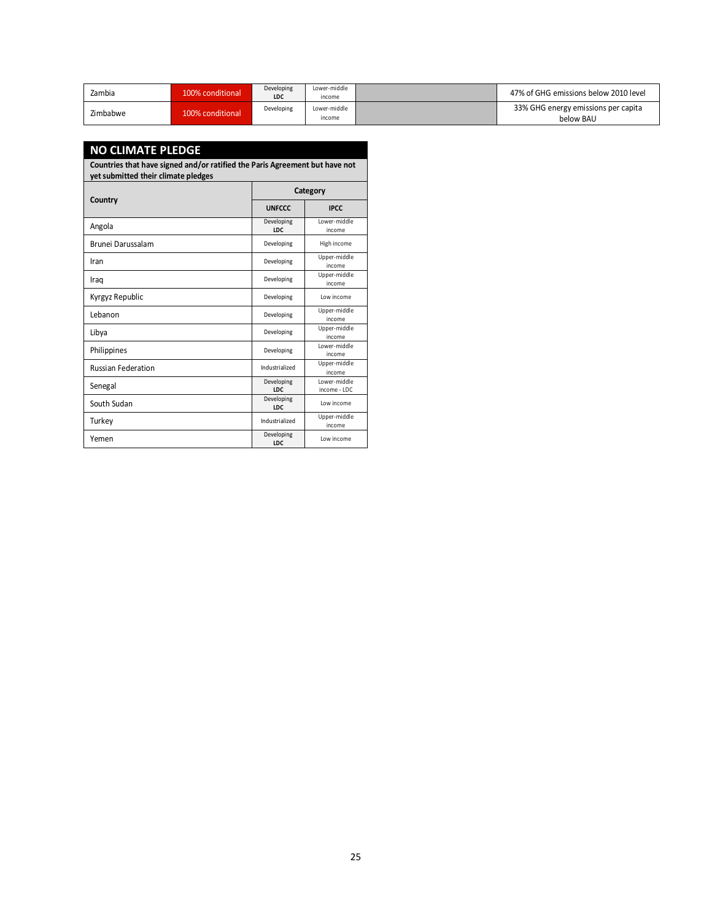| | | | | | |
|---|---|---|---|---|---|
| Zambia | 100% conditional | Developing LDC | Lower-middle income | | 47% of GHG emissions below 2010 level |
| Zimbabwe | 100% conditional | Developing | Lower-middle income | | 33% GHG energy emissions per capita below BAU |

## NO CLIMATE PLEDGE

**Countries that have signed and/or ratified the Paris Agreement but have not yet submitted their climate pledges**

| Country | Category | |
|---|---|---|
| | UNFCCC | IPCC |
| Angola | Developing LDC | Lower-middle income |
| Brunei Darussalam | Developing | High income |
| Iran | Developing | Upper-middle income |
| Iraq | Developing | Upper-middle income |
| Kyrgyz Republic | Developing | Low income |
| Lebanon | Developing | Upper-middle income |
| Libya | Developing | Upper-middle income |
| Philippines | Developing | Lower-middle income |
| Russian Federation | Industrialized | Upper-middle income |
| Senegal | Developing LDC | Lower-middle income - LDC |
| South Sudan | Developing LDC | Low income |
| Turkey | Industrialized | Upper-middle income |
| Yemen | Developing LDC | Low income |